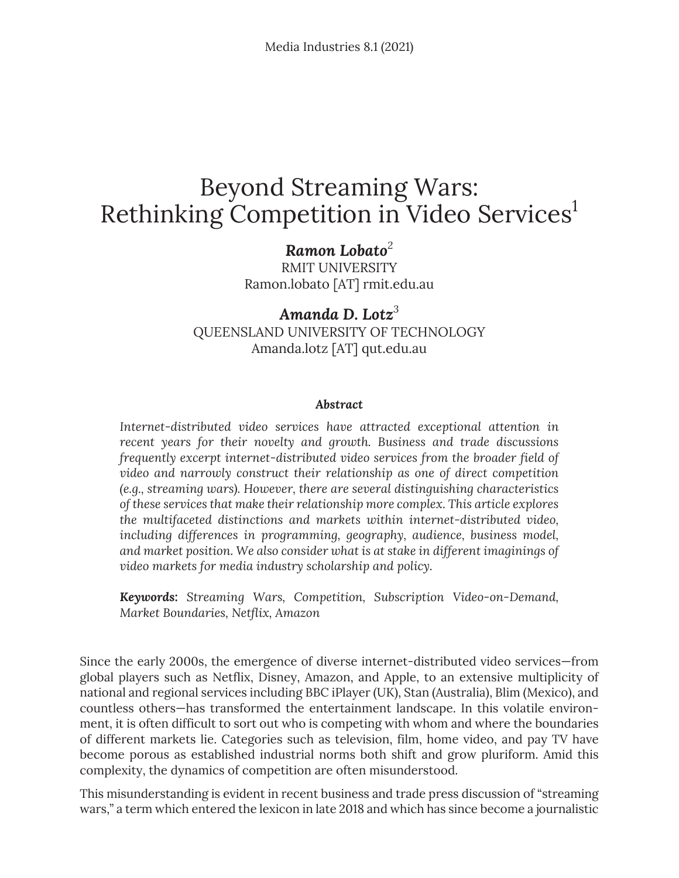# Beyond Streaming Wars: Rethinking Competition in Video Services[1]

***Ramon Lobato***[2]
RMIT UNIVERSITY
Ramon.lobato [AT] rmit.edu.au

***Amanda D. Lotz***[3]
QUEENSLAND UNIVERSITY OF TECHNOLOGY
Amanda.lotz [AT] qut.edu.au

***Abstract***

*Internet-distributed video services have attracted exceptional attention in recent years for their novelty and growth. Business and trade discussions frequently excerpt internet-distributed video services from the broader field of video and narrowly construct their relationship as one of direct competition (e.g., streaming wars). However, there are several distinguishing characteristics of these services that make their relationship more complex. This article explores the multifaceted distinctions and markets within internet-distributed video, including differences in programming, geography, audience, business model, and market position. We also consider what is at stake in different imaginings of video markets for media industry scholarship and policy.*

***Keywords:*** *Streaming Wars, Competition, Subscription Video-on-Demand, Market Boundaries, Netflix, Amazon*

Since the early 2000s, the emergence of diverse internet-distributed video services—from global players such as Netflix, Disney, Amazon, and Apple, to an extensive multiplicity of national and regional services including BBC iPlayer (UK), Stan (Australia), Blim (Mexico), and countless others—has transformed the entertainment landscape. In this volatile environment, it is often difficult to sort out who is competing with whom and where the boundaries of different markets lie. Categories such as television, film, home video, and pay TV have become porous as established industrial norms both shift and grow pluriform. Amid this complexity, the dynamics of competition are often misunderstood.

This misunderstanding is evident in recent business and trade press discussion of "streaming wars," a term which entered the lexicon in late 2018 and which has since become a journalistic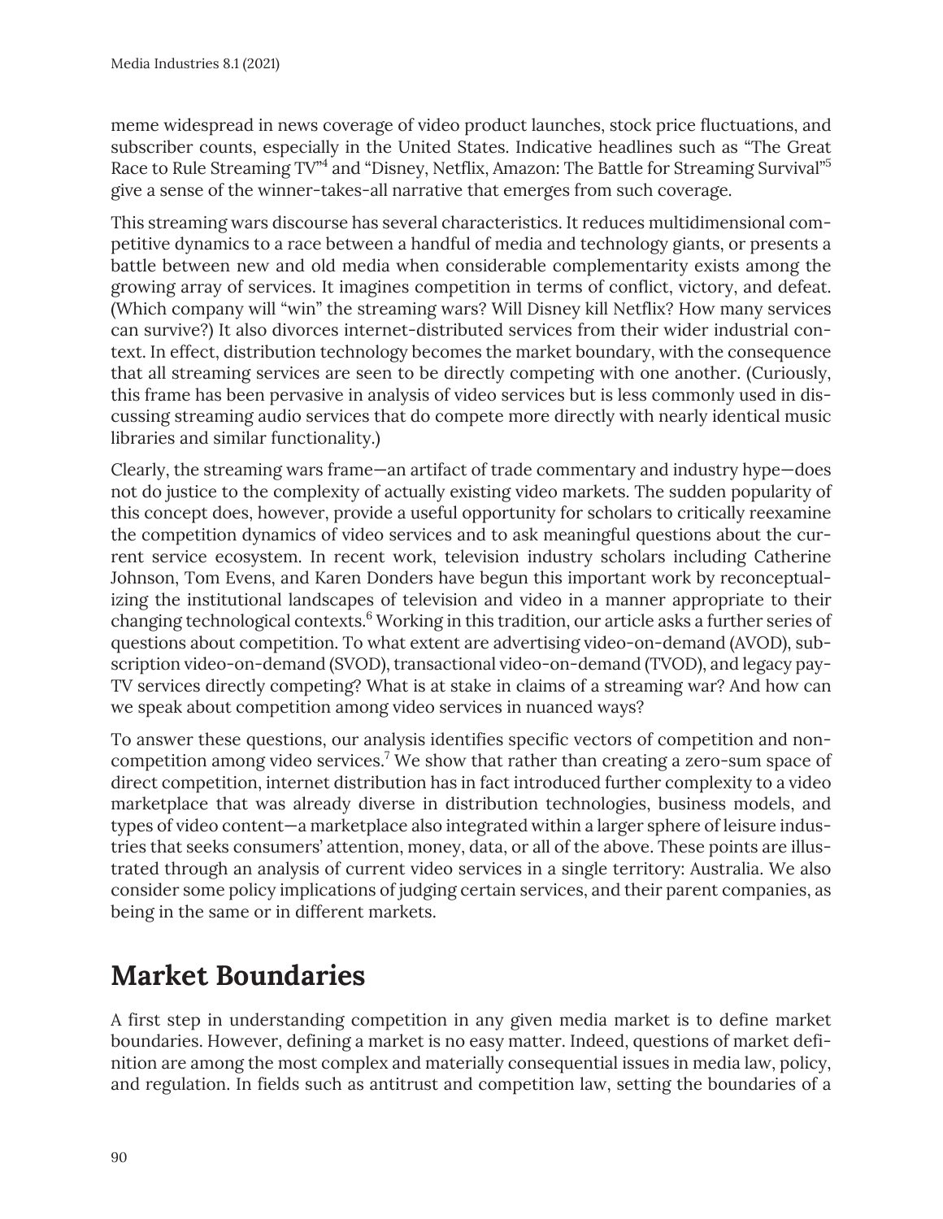meme widespread in news coverage of video product launches, stock price fluctuations, and subscriber counts, especially in the United States. Indicative headlines such as "The Great Race to Rule Streaming TV"[4] and "Disney, Netflix, Amazon: The Battle for Streaming Survival"[5] give a sense of the winner-takes-all narrative that emerges from such coverage.

This streaming wars discourse has several characteristics. It reduces multidimensional competitive dynamics to a race between a handful of media and technology giants, or presents a battle between new and old media when considerable complementarity exists among the growing array of services. It imagines competition in terms of conflict, victory, and defeat. (Which company will "win" the streaming wars? Will Disney kill Netflix? How many services can survive?) It also divorces internet-distributed services from their wider industrial context. In effect, distribution technology becomes the market boundary, with the consequence that all streaming services are seen to be directly competing with one another. (Curiously, this frame has been pervasive in analysis of video services but is less commonly used in discussing streaming audio services that do compete more directly with nearly identical music libraries and similar functionality.)

Clearly, the streaming wars frame—an artifact of trade commentary and industry hype—does not do justice to the complexity of actually existing video markets. The sudden popularity of this concept does, however, provide a useful opportunity for scholars to critically reexamine the competition dynamics of video services and to ask meaningful questions about the current service ecosystem. In recent work, television industry scholars including Catherine Johnson, Tom Evens, and Karen Donders have begun this important work by reconceptualizing the institutional landscapes of television and video in a manner appropriate to their changing technological contexts.[6] Working in this tradition, our article asks a further series of questions about competition. To what extent are advertising video-on-demand (AVOD), subscription video-on-demand (SVOD), transactional video-on-demand (TVOD), and legacy pay-TV services directly competing? What is at stake in claims of a streaming war? And how can we speak about competition among video services in nuanced ways?

To answer these questions, our analysis identifies specific vectors of competition and non-competition among video services.[7] We show that rather than creating a zero-sum space of direct competition, internet distribution has in fact introduced further complexity to a video marketplace that was already diverse in distribution technologies, business models, and types of video content—a marketplace also integrated within a larger sphere of leisure industries that seeks consumers' attention, money, data, or all of the above. These points are illustrated through an analysis of current video services in a single territory: Australia. We also consider some policy implications of judging certain services, and their parent companies, as being in the same or in different markets.

## Market Boundaries

A first step in understanding competition in any given media market is to define market boundaries. However, defining a market is no easy matter. Indeed, questions of market definition are among the most complex and materially consequential issues in media law, policy, and regulation. In fields such as antitrust and competition law, setting the boundaries of a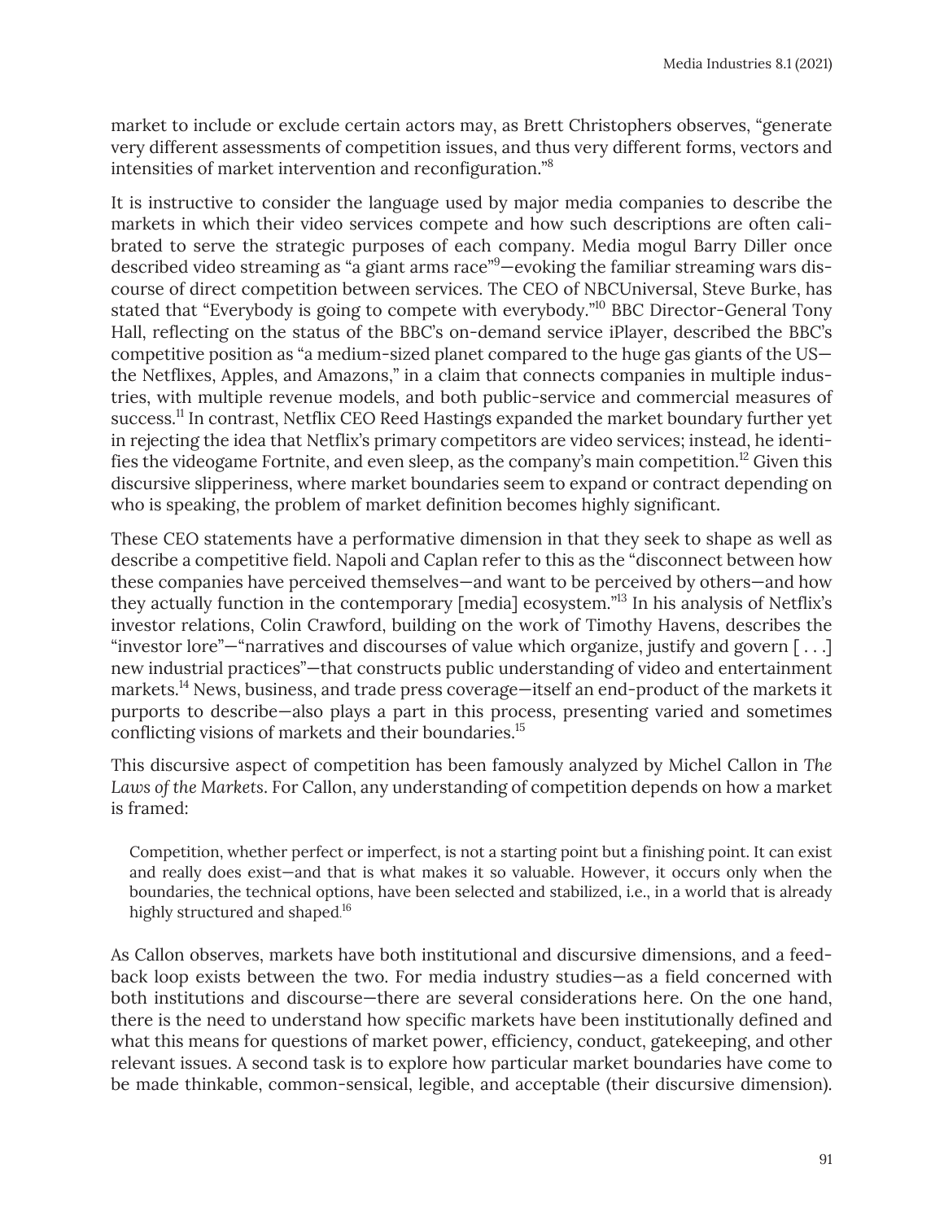market to include or exclude certain actors may, as Brett Christophers observes, "generate very different assessments of competition issues, and thus very different forms, vectors and intensities of market intervention and reconfiguration."[8]

It is instructive to consider the language used by major media companies to describe the markets in which their video services compete and how such descriptions are often calibrated to serve the strategic purposes of each company. Media mogul Barry Diller once described video streaming as "a giant arms race"[9]—evoking the familiar streaming wars discourse of direct competition between services. The CEO of NBCUniversal, Steve Burke, has stated that "Everybody is going to compete with everybody."[10] BBC Director-General Tony Hall, reflecting on the status of the BBC's on-demand service iPlayer, described the BBC's competitive position as "a medium-sized planet compared to the huge gas giants of the US—the Netflixes, Apples, and Amazons," in a claim that connects companies in multiple industries, with multiple revenue models, and both public-service and commercial measures of success.[11] In contrast, Netflix CEO Reed Hastings expanded the market boundary further yet in rejecting the idea that Netflix's primary competitors are video services; instead, he identifies the videogame Fortnite, and even sleep, as the company's main competition.[12] Given this discursive slipperiness, where market boundaries seem to expand or contract depending on who is speaking, the problem of market definition becomes highly significant.

These CEO statements have a performative dimension in that they seek to shape as well as describe a competitive field. Napoli and Caplan refer to this as the "disconnect between how these companies have perceived themselves—and want to be perceived by others—and how they actually function in the contemporary [media] ecosystem."[13] In his analysis of Netflix's investor relations, Colin Crawford, building on the work of Timothy Havens, describes the "investor lore"—"narratives and discourses of value which organize, justify and govern [ . . .] new industrial practices"—that constructs public understanding of video and entertainment markets.[14] News, business, and trade press coverage—itself an end-product of the markets it purports to describe—also plays a part in this process, presenting varied and sometimes conflicting visions of markets and their boundaries.[15]

This discursive aspect of competition has been famously analyzed by Michel Callon in *The Laws of the Markets*. For Callon, any understanding of competition depends on how a market is framed:

> Competition, whether perfect or imperfect, is not a starting point but a finishing point. It can exist and really does exist—and that is what makes it so valuable. However, it occurs only when the boundaries, the technical options, have been selected and stabilized, i.e., in a world that is already highly structured and shaped.[16]

As Callon observes, markets have both institutional and discursive dimensions, and a feedback loop exists between the two. For media industry studies—as a field concerned with both institutions and discourse—there are several considerations here. On the one hand, there is the need to understand how specific markets have been institutionally defined and what this means for questions of market power, efficiency, conduct, gatekeeping, and other relevant issues. A second task is to explore how particular market boundaries have come to be made thinkable, common-sensical, legible, and acceptable (their discursive dimension).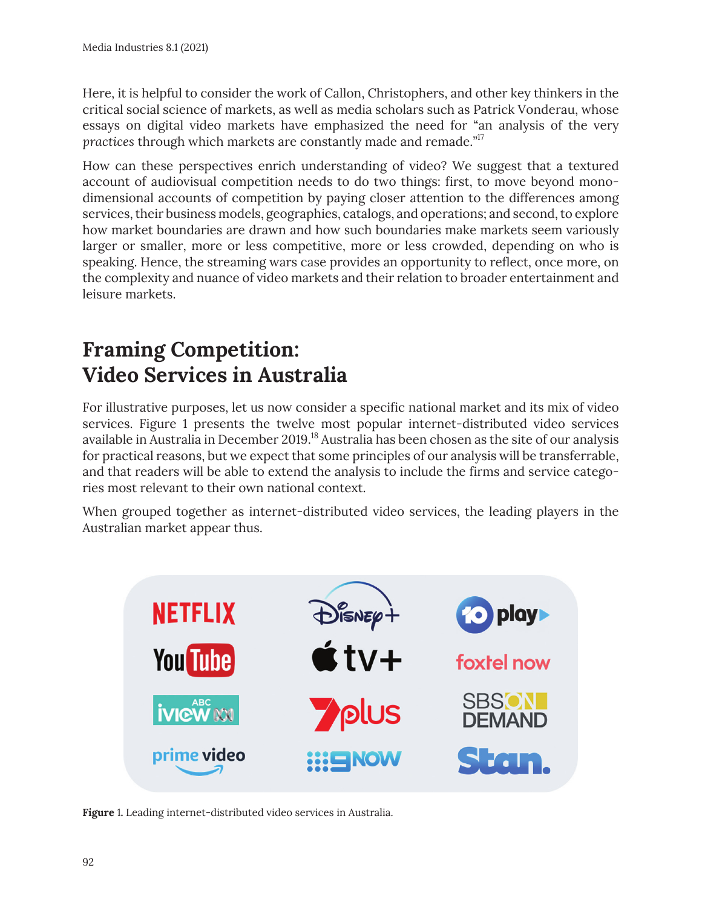Here, it is helpful to consider the work of Callon, Christophers, and other key thinkers in the critical social science of markets, as well as media scholars such as Patrick Vonderau, whose essays on digital video markets have emphasized the need for "an analysis of the very *practices* through which markets are constantly made and remade."[17]

How can these perspectives enrich understanding of video? We suggest that a textured account of audiovisual competition needs to do two things: first, to move beyond mono-dimensional accounts of competition by paying closer attention to the differences among services, their business models, geographies, catalogs, and operations; and second, to explore how market boundaries are drawn and how such boundaries make markets seem variously larger or smaller, more or less competitive, more or less crowded, depending on who is speaking. Hence, the streaming wars case provides an opportunity to reflect, once more, on the complexity and nuance of video markets and their relation to broader entertainment and leisure markets.

## Framing Competition: Video Services in Australia

For illustrative purposes, let us now consider a specific national market and its mix of video services. Figure 1 presents the twelve most popular internet-distributed video services available in Australia in December 2019.[18] Australia has been chosen as the site of our analysis for practical reasons, but we expect that some principles of our analysis will be transferrable, and that readers will be able to extend the analysis to include the firms and service categories most relevant to their own national context.

When grouped together as internet-distributed video services, the leading players in the Australian market appear thus.

**Figure 1.** Leading internet-distributed video services in Australia.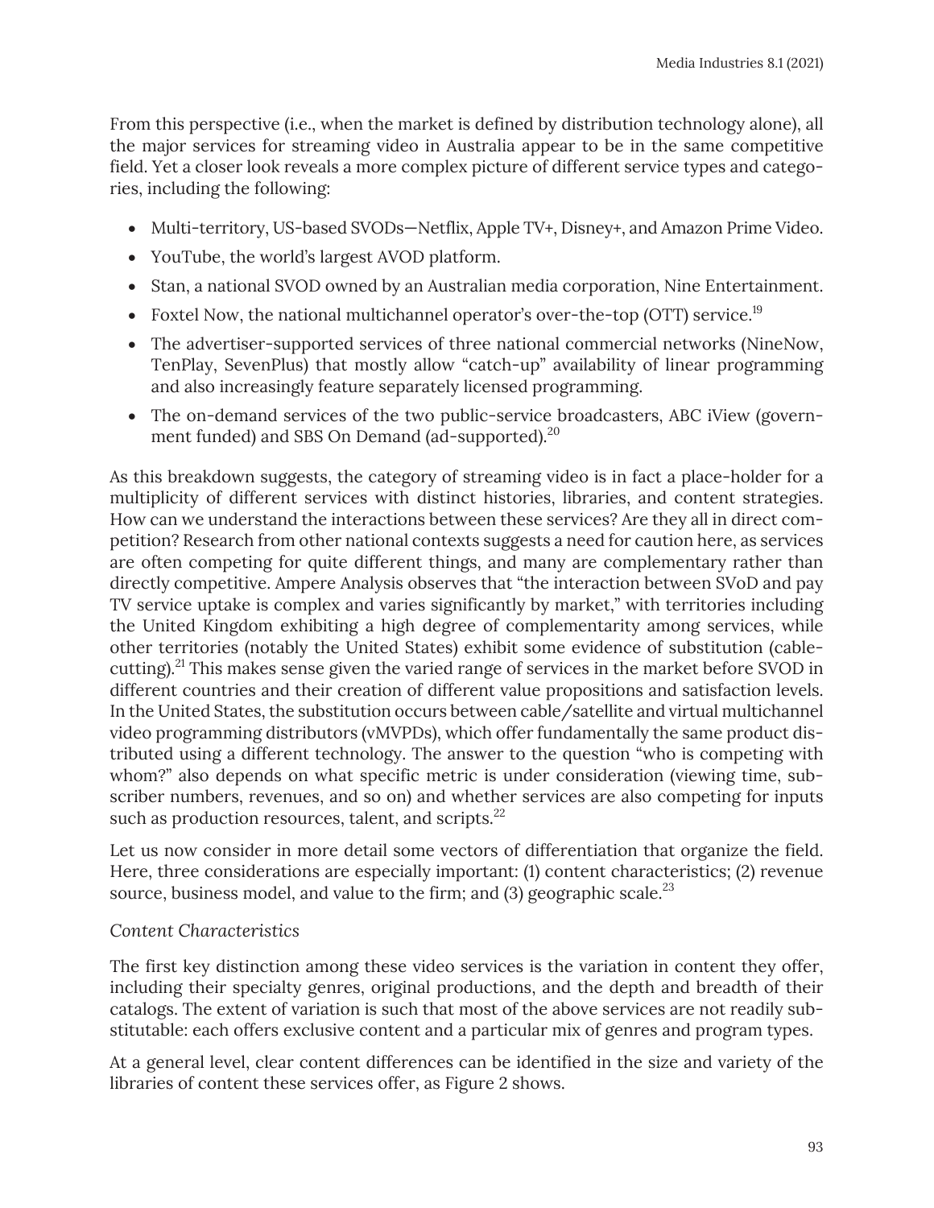From this perspective (i.e., when the market is defined by distribution technology alone), all the major services for streaming video in Australia appear to be in the same competitive field. Yet a closer look reveals a more complex picture of different service types and categories, including the following:

- Multi-territory, US-based SVODs—Netflix, Apple TV+, Disney+, and Amazon Prime Video.
- YouTube, the world's largest AVOD platform.
- Stan, a national SVOD owned by an Australian media corporation, Nine Entertainment.
- Foxtel Now, the national multichannel operator's over-the-top (OTT) service.[19]
- The advertiser-supported services of three national commercial networks (NineNow, TenPlay, SevenPlus) that mostly allow "catch-up" availability of linear programming and also increasingly feature separately licensed programming.
- The on-demand services of the two public-service broadcasters, ABC iView (government funded) and SBS On Demand (ad-supported).[20]

As this breakdown suggests, the category of streaming video is in fact a place-holder for a multiplicity of different services with distinct histories, libraries, and content strategies. How can we understand the interactions between these services? Are they all in direct competition? Research from other national contexts suggests a need for caution here, as services are often competing for quite different things, and many are complementary rather than directly competitive. Ampere Analysis observes that "the interaction between SVoD and pay TV service uptake is complex and varies significantly by market," with territories including the United Kingdom exhibiting a high degree of complementarity among services, while other territories (notably the United States) exhibit some evidence of substitution (cable-cutting).[21] This makes sense given the varied range of services in the market before SVOD in different countries and their creation of different value propositions and satisfaction levels. In the United States, the substitution occurs between cable/satellite and virtual multichannel video programming distributors (vMVPDs), which offer fundamentally the same product distributed using a different technology. The answer to the question "who is competing with whom?" also depends on what specific metric is under consideration (viewing time, subscriber numbers, revenues, and so on) and whether services are also competing for inputs such as production resources, talent, and scripts.[22]

Let us now consider in more detail some vectors of differentiation that organize the field. Here, three considerations are especially important: (1) content characteristics; (2) revenue source, business model, and value to the firm; and (3) geographic scale.[23]

*Content Characteristics*

The first key distinction among these video services is the variation in content they offer, including their specialty genres, original productions, and the depth and breadth of their catalogs. The extent of variation is such that most of the above services are not readily substitutable: each offers exclusive content and a particular mix of genres and program types.

At a general level, clear content differences can be identified in the size and variety of the libraries of content these services offer, as Figure 2 shows.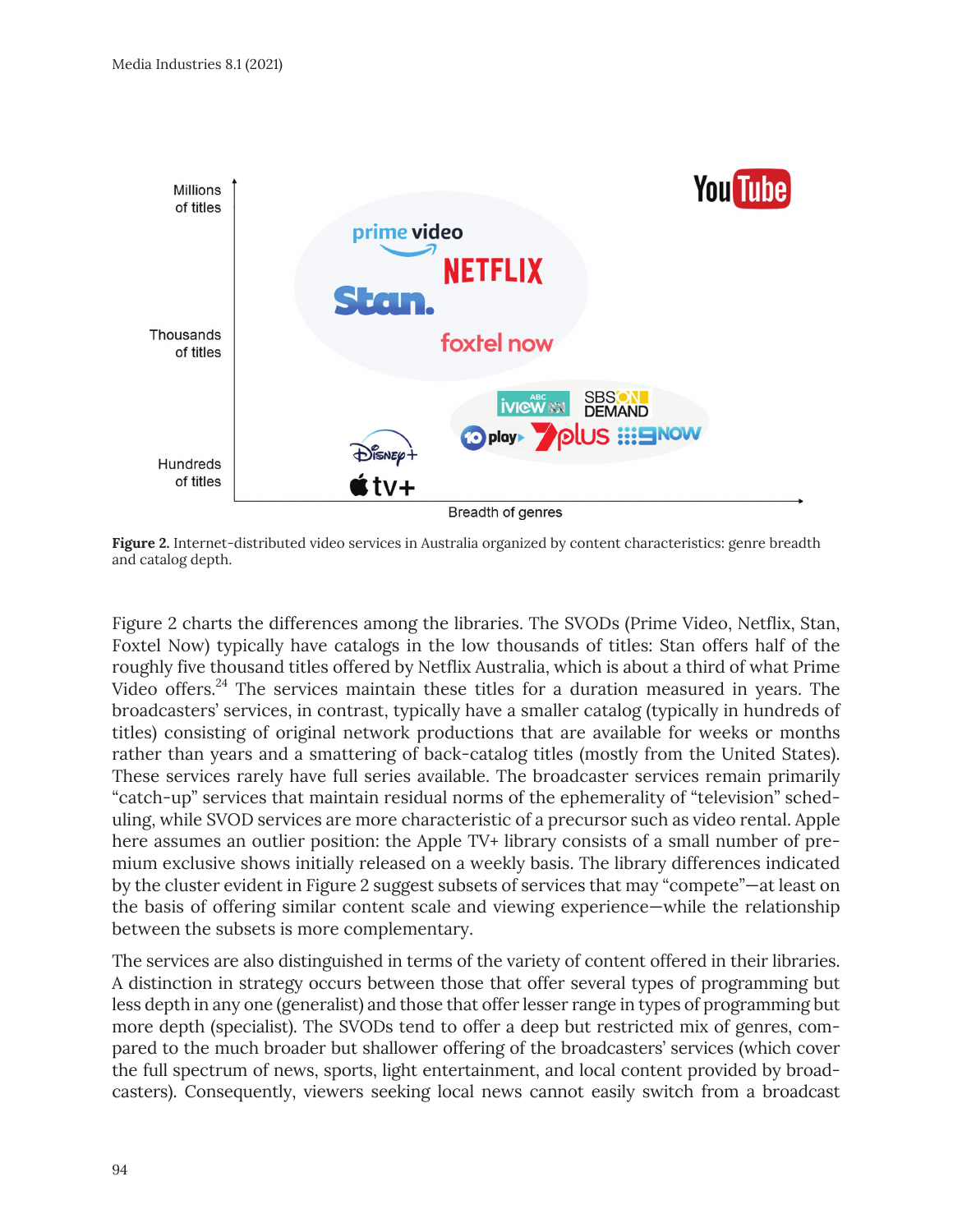**Figure 2.** Internet-distributed video services in Australia organized by content characteristics: genre breadth and catalog depth.

Figure 2 charts the differences among the libraries. The SVODs (Prime Video, Netflix, Stan, Foxtel Now) typically have catalogs in the low thousands of titles: Stan offers half of the roughly five thousand titles offered by Netflix Australia, which is about a third of what Prime Video offers.[24] The services maintain these titles for a duration measured in years. The broadcasters' services, in contrast, typically have a smaller catalog (typically in hundreds of titles) consisting of original network productions that are available for weeks or months rather than years and a smattering of back-catalog titles (mostly from the United States). These services rarely have full series available. The broadcaster services remain primarily "catch-up" services that maintain residual norms of the ephemerality of "television" scheduling, while SVOD services are more characteristic of a precursor such as video rental. Apple here assumes an outlier position: the Apple TV+ library consists of a small number of premium exclusive shows initially released on a weekly basis. The library differences indicated by the cluster evident in Figure 2 suggest subsets of services that may "compete"—at least on the basis of offering similar content scale and viewing experience—while the relationship between the subsets is more complementary.

The services are also distinguished in terms of the variety of content offered in their libraries. A distinction in strategy occurs between those that offer several types of programming but less depth in any one (generalist) and those that offer lesser range in types of programming but more depth (specialist). The SVODs tend to offer a deep but restricted mix of genres, compared to the much broader but shallower offering of the broadcasters' services (which cover the full spectrum of news, sports, light entertainment, and local content provided by broadcasters). Consequently, viewers seeking local news cannot easily switch from a broadcast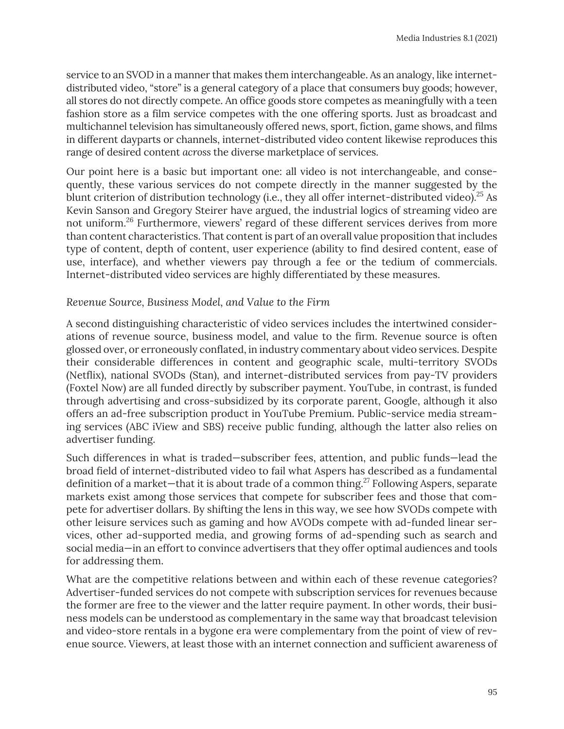service to an SVOD in a manner that makes them interchangeable. As an analogy, like internet-distributed video, "store" is a general category of a place that consumers buy goods; however, all stores do not directly compete. An office goods store competes as meaningfully with a teen fashion store as a film service competes with the one offering sports. Just as broadcast and multichannel television has simultaneously offered news, sport, fiction, game shows, and films in different dayparts or channels, internet-distributed video content likewise reproduces this range of desired content *across* the diverse marketplace of services.

Our point here is a basic but important one: all video is not interchangeable, and consequently, these various services do not compete directly in the manner suggested by the blunt criterion of distribution technology (i.e., they all offer internet-distributed video).[25] As Kevin Sanson and Gregory Steirer have argued, the industrial logics of streaming video are not uniform.[26] Furthermore, viewers' regard of these different services derives from more than content characteristics. That content is part of an overall value proposition that includes type of content, depth of content, user experience (ability to find desired content, ease of use, interface), and whether viewers pay through a fee or the tedium of commercials. Internet-distributed video services are highly differentiated by these measures.

*Revenue Source, Business Model, and Value to the Firm*

A second distinguishing characteristic of video services includes the intertwined considerations of revenue source, business model, and value to the firm. Revenue source is often glossed over, or erroneously conflated, in industry commentary about video services. Despite their considerable differences in content and geographic scale, multi-territory SVODs (Netflix), national SVODs (Stan), and internet-distributed services from pay-TV providers (Foxtel Now) are all funded directly by subscriber payment. YouTube, in contrast, is funded through advertising and cross-subsidized by its corporate parent, Google, although it also offers an ad-free subscription product in YouTube Premium. Public-service media streaming services (ABC iView and SBS) receive public funding, although the latter also relies on advertiser funding.

Such differences in what is traded—subscriber fees, attention, and public funds—lead the broad field of internet-distributed video to fail what Aspers has described as a fundamental definition of a market—that it is about trade of a common thing.[27] Following Aspers, separate markets exist among those services that compete for subscriber fees and those that compete for advertiser dollars. By shifting the lens in this way, we see how SVODs compete with other leisure services such as gaming and how AVODs compete with ad-funded linear services, other ad-supported media, and growing forms of ad-spending such as search and social media—in an effort to convince advertisers that they offer optimal audiences and tools for addressing them.

What are the competitive relations between and within each of these revenue categories? Advertiser-funded services do not compete with subscription services for revenues because the former are free to the viewer and the latter require payment. In other words, their business models can be understood as complementary in the same way that broadcast television and video-store rentals in a bygone era were complementary from the point of view of revenue source. Viewers, at least those with an internet connection and sufficient awareness of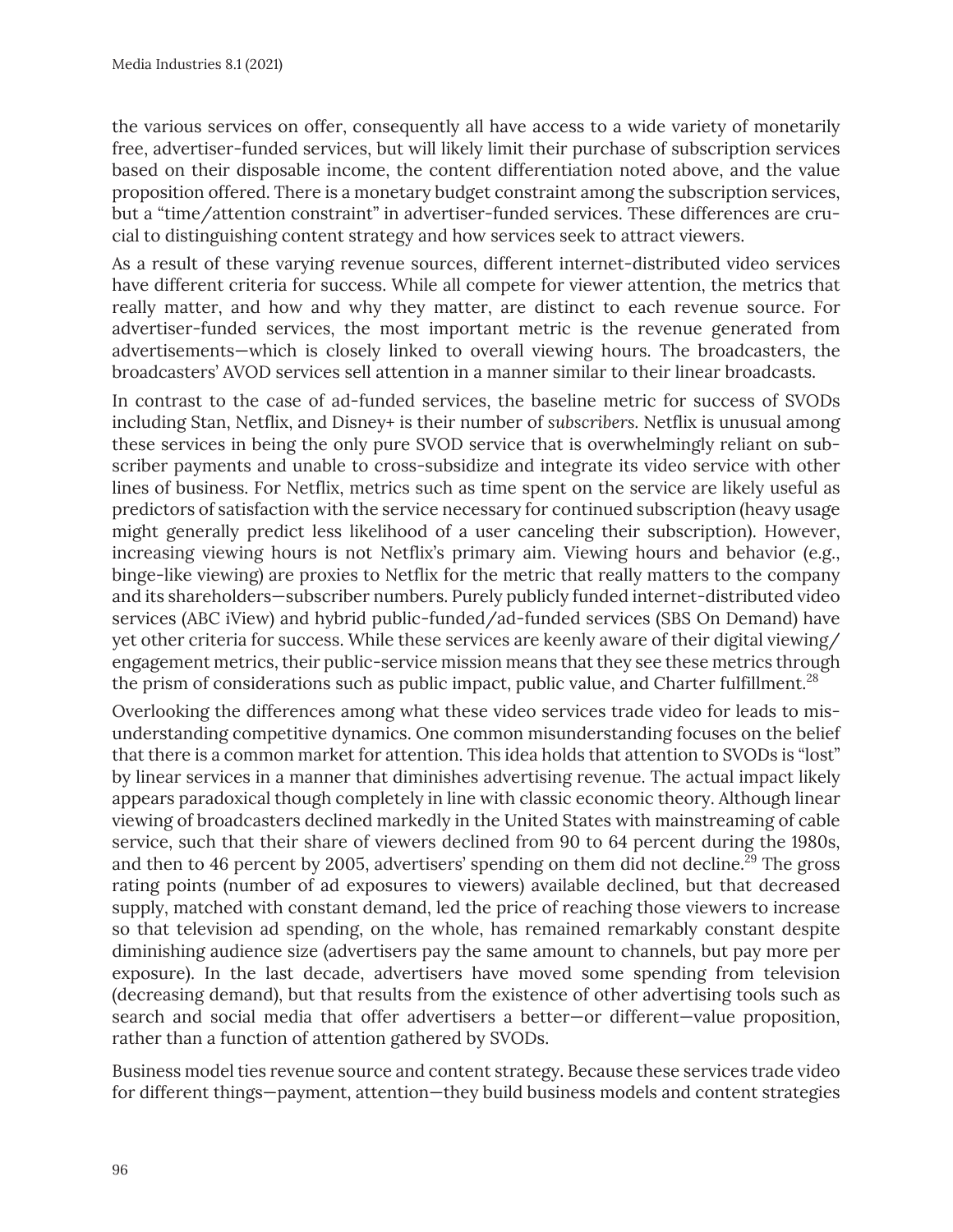the various services on offer, consequently all have access to a wide variety of monetarily free, advertiser-funded services, but will likely limit their purchase of subscription services based on their disposable income, the content differentiation noted above, and the value proposition offered. There is a monetary budget constraint among the subscription services, but a "time/attention constraint" in advertiser-funded services. These differences are crucial to distinguishing content strategy and how services seek to attract viewers.

As a result of these varying revenue sources, different internet-distributed video services have different criteria for success. While all compete for viewer attention, the metrics that really matter, and how and why they matter, are distinct to each revenue source. For advertiser-funded services, the most important metric is the revenue generated from advertisements—which is closely linked to overall viewing hours. The broadcasters, the broadcasters' AVOD services sell attention in a manner similar to their linear broadcasts.

In contrast to the case of ad-funded services, the baseline metric for success of SVODs including Stan, Netflix, and Disney+ is their number of *subscribers*. Netflix is unusual among these services in being the only pure SVOD service that is overwhelmingly reliant on subscriber payments and unable to cross-subsidize and integrate its video service with other lines of business. For Netflix, metrics such as time spent on the service are likely useful as predictors of satisfaction with the service necessary for continued subscription (heavy usage might generally predict less likelihood of a user canceling their subscription). However, increasing viewing hours is not Netflix's primary aim. Viewing hours and behavior (e.g., binge-like viewing) are proxies to Netflix for the metric that really matters to the company and its shareholders—subscriber numbers. Purely publicly funded internet-distributed video services (ABC iView) and hybrid public-funded/ad-funded services (SBS On Demand) have yet other criteria for success. While these services are keenly aware of their digital viewing/engagement metrics, their public-service mission means that they see these metrics through the prism of considerations such as public impact, public value, and Charter fulfillment.[28]

Overlooking the differences among what these video services trade video for leads to misunderstanding competitive dynamics. One common misunderstanding focuses on the belief that there is a common market for attention. This idea holds that attention to SVODs is "lost" by linear services in a manner that diminishes advertising revenue. The actual impact likely appears paradoxical though completely in line with classic economic theory. Although linear viewing of broadcasters declined markedly in the United States with mainstreaming of cable service, such that their share of viewers declined from 90 to 64 percent during the 1980s, and then to 46 percent by 2005, advertisers' spending on them did not decline.[29] The gross rating points (number of ad exposures to viewers) available declined, but that decreased supply, matched with constant demand, led the price of reaching those viewers to increase so that television ad spending, on the whole, has remained remarkably constant despite diminishing audience size (advertisers pay the same amount to channels, but pay more per exposure). In the last decade, advertisers have moved some spending from television (decreasing demand), but that results from the existence of other advertising tools such as search and social media that offer advertisers a better—or different—value proposition, rather than a function of attention gathered by SVODs.

Business model ties revenue source and content strategy. Because these services trade video for different things—payment, attention—they build business models and content strategies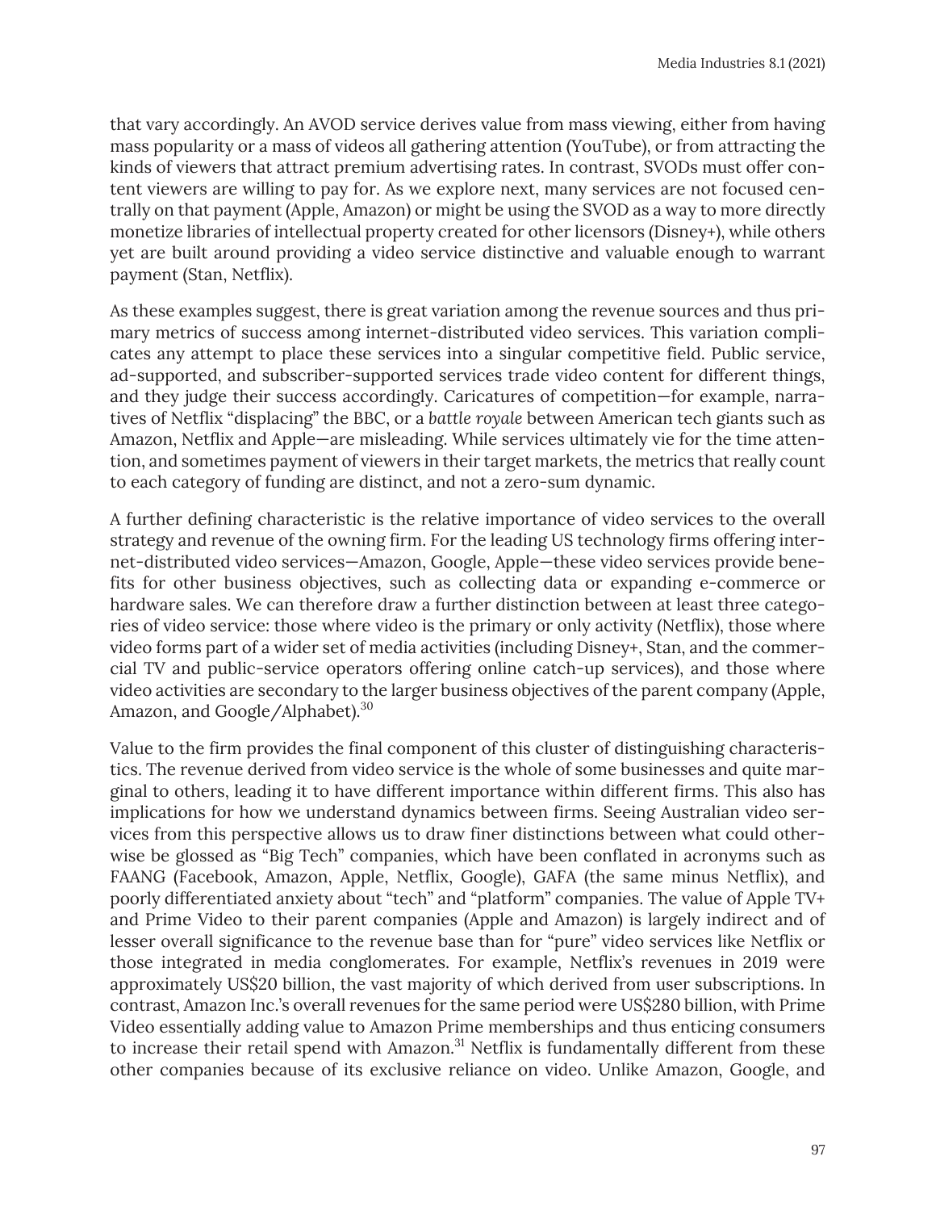that vary accordingly. An AVOD service derives value from mass viewing, either from having mass popularity or a mass of videos all gathering attention (YouTube), or from attracting the kinds of viewers that attract premium advertising rates. In contrast, SVODs must offer content viewers are willing to pay for. As we explore next, many services are not focused centrally on that payment (Apple, Amazon) or might be using the SVOD as a way to more directly monetize libraries of intellectual property created for other licensors (Disney+), while others yet are built around providing a video service distinctive and valuable enough to warrant payment (Stan, Netflix).

As these examples suggest, there is great variation among the revenue sources and thus primary metrics of success among internet-distributed video services. This variation complicates any attempt to place these services into a singular competitive field. Public service, ad-supported, and subscriber-supported services trade video content for different things, and they judge their success accordingly. Caricatures of competition—for example, narratives of Netflix "displacing" the BBC, or a *battle royale* between American tech giants such as Amazon, Netflix and Apple—are misleading. While services ultimately vie for the time attention, and sometimes payment of viewers in their target markets, the metrics that really count to each category of funding are distinct, and not a zero-sum dynamic.

A further defining characteristic is the relative importance of video services to the overall strategy and revenue of the owning firm. For the leading US technology firms offering internet-distributed video services—Amazon, Google, Apple—these video services provide benefits for other business objectives, such as collecting data or expanding e-commerce or hardware sales. We can therefore draw a further distinction between at least three categories of video service: those where video is the primary or only activity (Netflix), those where video forms part of a wider set of media activities (including Disney+, Stan, and the commercial TV and public-service operators offering online catch-up services), and those where video activities are secondary to the larger business objectives of the parent company (Apple, Amazon, and Google/Alphabet).[30]

Value to the firm provides the final component of this cluster of distinguishing characteristics. The revenue derived from video service is the whole of some businesses and quite marginal to others, leading it to have different importance within different firms. This also has implications for how we understand dynamics between firms. Seeing Australian video services from this perspective allows us to draw finer distinctions between what could otherwise be glossed as "Big Tech" companies, which have been conflated in acronyms such as FAANG (Facebook, Amazon, Apple, Netflix, Google), GAFA (the same minus Netflix), and poorly differentiated anxiety about "tech" and "platform" companies. The value of Apple TV+ and Prime Video to their parent companies (Apple and Amazon) is largely indirect and of lesser overall significance to the revenue base than for "pure" video services like Netflix or those integrated in media conglomerates. For example, Netflix's revenues in 2019 were approximately US$20 billion, the vast majority of which derived from user subscriptions. In contrast, Amazon Inc.'s overall revenues for the same period were US$280 billion, with Prime Video essentially adding value to Amazon Prime memberships and thus enticing consumers to increase their retail spend with Amazon.[31] Netflix is fundamentally different from these other companies because of its exclusive reliance on video. Unlike Amazon, Google, and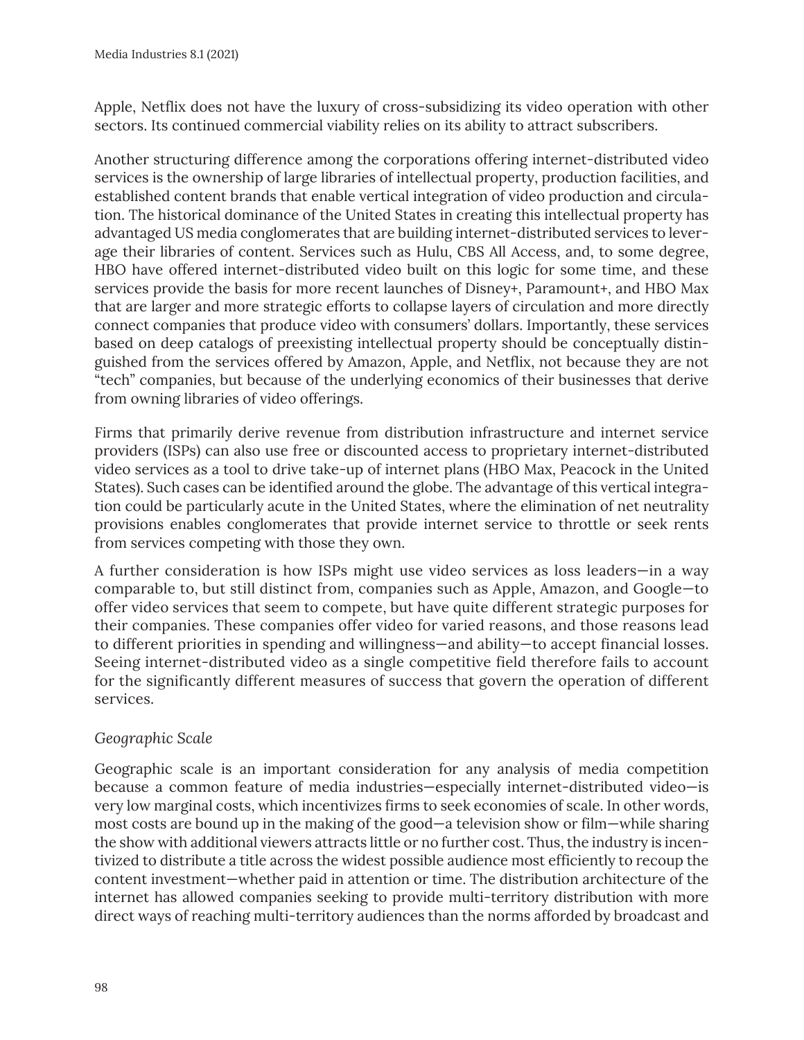Apple, Netflix does not have the luxury of cross-subsidizing its video operation with other sectors. Its continued commercial viability relies on its ability to attract subscribers.

Another structuring difference among the corporations offering internet-distributed video services is the ownership of large libraries of intellectual property, production facilities, and established content brands that enable vertical integration of video production and circulation. The historical dominance of the United States in creating this intellectual property has advantaged US media conglomerates that are building internet-distributed services to leverage their libraries of content. Services such as Hulu, CBS All Access, and, to some degree, HBO have offered internet-distributed video built on this logic for some time, and these services provide the basis for more recent launches of Disney+, Paramount+, and HBO Max that are larger and more strategic efforts to collapse layers of circulation and more directly connect companies that produce video with consumers' dollars. Importantly, these services based on deep catalogs of preexisting intellectual property should be conceptually distinguished from the services offered by Amazon, Apple, and Netflix, not because they are not "tech" companies, but because of the underlying economics of their businesses that derive from owning libraries of video offerings.

Firms that primarily derive revenue from distribution infrastructure and internet service providers (ISPs) can also use free or discounted access to proprietary internet-distributed video services as a tool to drive take-up of internet plans (HBO Max, Peacock in the United States). Such cases can be identified around the globe. The advantage of this vertical integration could be particularly acute in the United States, where the elimination of net neutrality provisions enables conglomerates that provide internet service to throttle or seek rents from services competing with those they own.

A further consideration is how ISPs might use video services as loss leaders—in a way comparable to, but still distinct from, companies such as Apple, Amazon, and Google—to offer video services that seem to compete, but have quite different strategic purposes for their companies. These companies offer video for varied reasons, and those reasons lead to different priorities in spending and willingness—and ability—to accept financial losses. Seeing internet-distributed video as a single competitive field therefore fails to account for the significantly different measures of success that govern the operation of different services.

*Geographic Scale*

Geographic scale is an important consideration for any analysis of media competition because a common feature of media industries—especially internet-distributed video—is very low marginal costs, which incentivizes firms to seek economies of scale. In other words, most costs are bound up in the making of the good—a television show or film—while sharing the show with additional viewers attracts little or no further cost. Thus, the industry is incentivized to distribute a title across the widest possible audience most efficiently to recoup the content investment—whether paid in attention or time. The distribution architecture of the internet has allowed companies seeking to provide multi-territory distribution with more direct ways of reaching multi-territory audiences than the norms afforded by broadcast and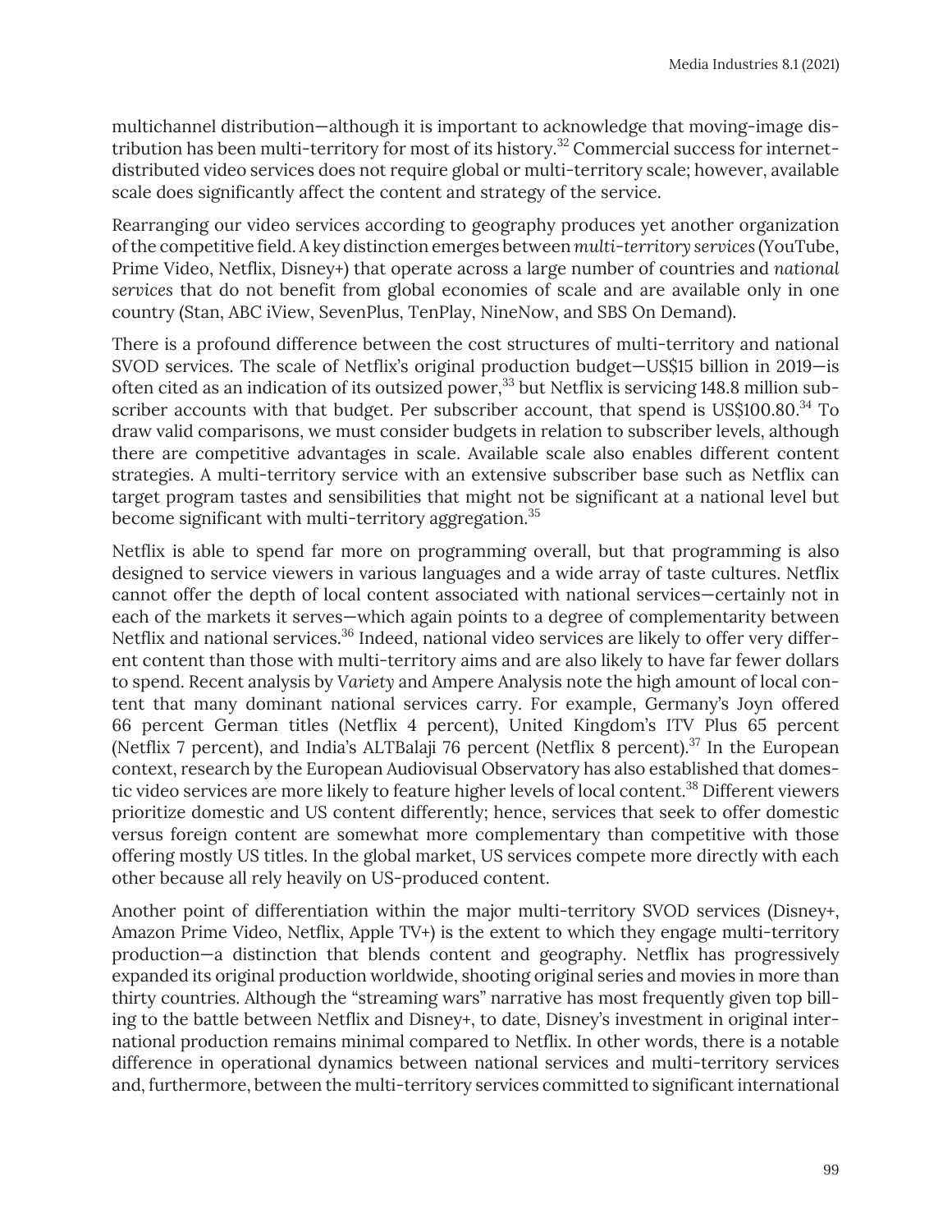multichannel distribution—although it is important to acknowledge that moving-image distribution has been multi-territory for most of its history.[32] Commercial success for internet-distributed video services does not require global or multi-territory scale; however, available scale does significantly affect the content and strategy of the service.

Rearranging our video services according to geography produces yet another organization of the competitive field. A key distinction emerges between *multi-territory services* (YouTube, Prime Video, Netflix, Disney+) that operate across a large number of countries and *national services* that do not benefit from global economies of scale and are available only in one country (Stan, ABC iView, SevenPlus, TenPlay, NineNow, and SBS On Demand).

There is a profound difference between the cost structures of multi-territory and national SVOD services. The scale of Netflix's original production budget—US$15 billion in 2019—is often cited as an indication of its outsized power,[33] but Netflix is servicing 148.8 million subscriber accounts with that budget. Per subscriber account, that spend is US$100.80.[34] To draw valid comparisons, we must consider budgets in relation to subscriber levels, although there are competitive advantages in scale. Available scale also enables different content strategies. A multi-territory service with an extensive subscriber base such as Netflix can target program tastes and sensibilities that might not be significant at a national level but become significant with multi-territory aggregation.[35]

Netflix is able to spend far more on programming overall, but that programming is also designed to service viewers in various languages and a wide array of taste cultures. Netflix cannot offer the depth of local content associated with national services—certainly not in each of the markets it serves—which again points to a degree of complementarity between Netflix and national services.[36] Indeed, national video services are likely to offer very different content than those with multi-territory aims and are also likely to have far fewer dollars to spend. Recent analysis by *Variety* and Ampere Analysis note the high amount of local content that many dominant national services carry. For example, Germany's Joyn offered 66 percent German titles (Netflix 4 percent), United Kingdom's ITV Plus 65 percent (Netflix 7 percent), and India's ALTBalaji 76 percent (Netflix 8 percent).[37] In the European context, research by the European Audiovisual Observatory has also established that domestic video services are more likely to feature higher levels of local content.[38] Different viewers prioritize domestic and US content differently; hence, services that seek to offer domestic versus foreign content are somewhat more complementary than competitive with those offering mostly US titles. In the global market, US services compete more directly with each other because all rely heavily on US-produced content.

Another point of differentiation within the major multi-territory SVOD services (Disney+, Amazon Prime Video, Netflix, Apple TV+) is the extent to which they engage multi-territory production—a distinction that blends content and geography. Netflix has progressively expanded its original production worldwide, shooting original series and movies in more than thirty countries. Although the "streaming wars" narrative has most frequently given top billing to the battle between Netflix and Disney+, to date, Disney's investment in original international production remains minimal compared to Netflix. In other words, there is a notable difference in operational dynamics between national services and multi-territory services and, furthermore, between the multi-territory services committed to significant international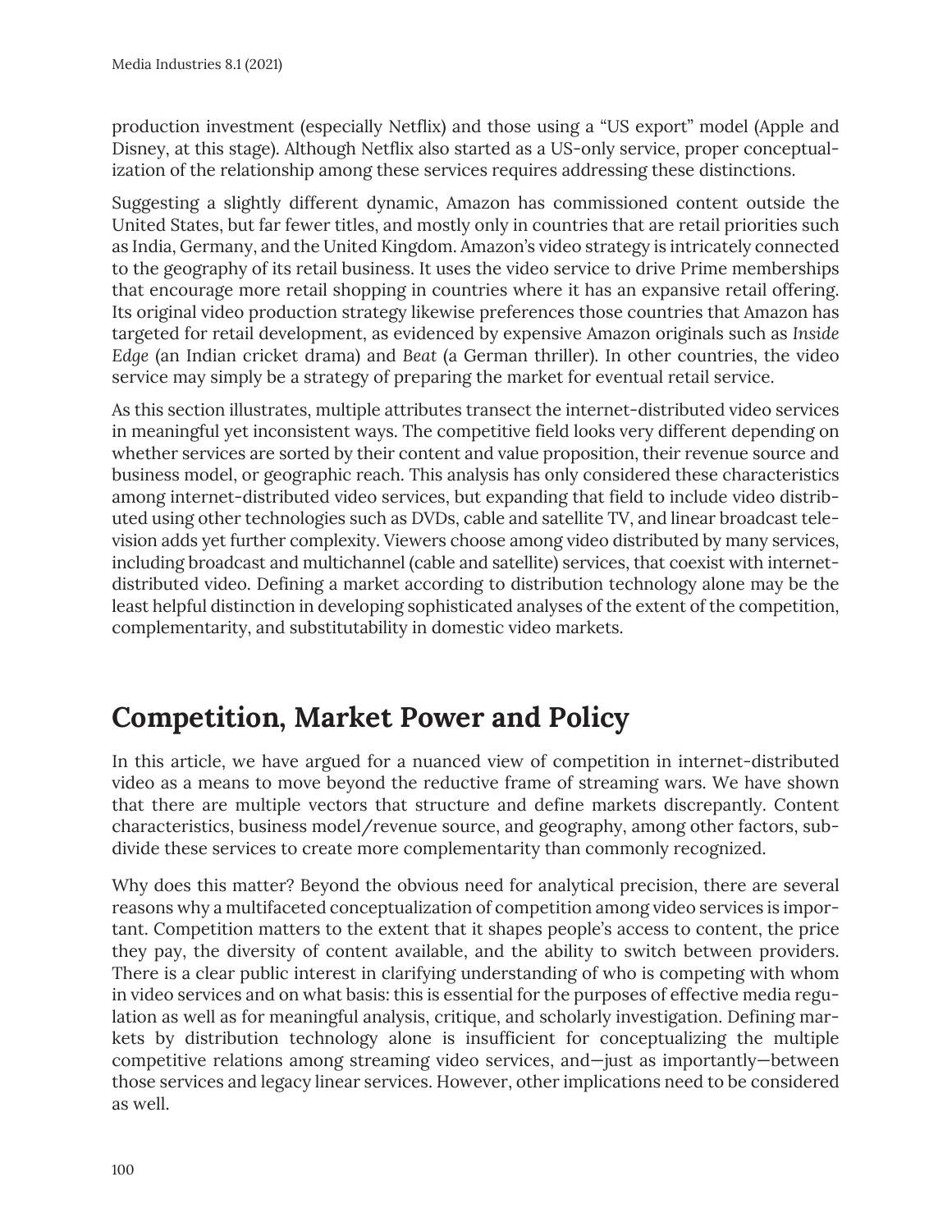production investment (especially Netflix) and those using a "US export" model (Apple and Disney, at this stage). Although Netflix also started as a US-only service, proper conceptualization of the relationship among these services requires addressing these distinctions.

Suggesting a slightly different dynamic, Amazon has commissioned content outside the United States, but far fewer titles, and mostly only in countries that are retail priorities such as India, Germany, and the United Kingdom. Amazon's video strategy is intricately connected to the geography of its retail business. It uses the video service to drive Prime memberships that encourage more retail shopping in countries where it has an expansive retail offering. Its original video production strategy likewise preferences those countries that Amazon has targeted for retail development, as evidenced by expensive Amazon originals such as *Inside Edge* (an Indian cricket drama) and *Beat* (a German thriller). In other countries, the video service may simply be a strategy of preparing the market for eventual retail service.

As this section illustrates, multiple attributes transect the internet-distributed video services in meaningful yet inconsistent ways. The competitive field looks very different depending on whether services are sorted by their content and value proposition, their revenue source and business model, or geographic reach. This analysis has only considered these characteristics among internet-distributed video services, but expanding that field to include video distributed using other technologies such as DVDs, cable and satellite TV, and linear broadcast television adds yet further complexity. Viewers choose among video distributed by many services, including broadcast and multichannel (cable and satellite) services, that coexist with internet-distributed video. Defining a market according to distribution technology alone may be the least helpful distinction in developing sophisticated analyses of the extent of the competition, complementarity, and substitutability in domestic video markets.

## Competition, Market Power and Policy

In this article, we have argued for a nuanced view of competition in internet-distributed video as a means to move beyond the reductive frame of streaming wars. We have shown that there are multiple vectors that structure and define markets discrepantly. Content characteristics, business model/revenue source, and geography, among other factors, subdivide these services to create more complementarity than commonly recognized.

Why does this matter? Beyond the obvious need for analytical precision, there are several reasons why a multifaceted conceptualization of competition among video services is important. Competition matters to the extent that it shapes people's access to content, the price they pay, the diversity of content available, and the ability to switch between providers. There is a clear public interest in clarifying understanding of who is competing with whom in video services and on what basis: this is essential for the purposes of effective media regulation as well as for meaningful analysis, critique, and scholarly investigation. Defining markets by distribution technology alone is insufficient for conceptualizing the multiple competitive relations among streaming video services, and—just as importantly—between those services and legacy linear services. However, other implications need to be considered as well.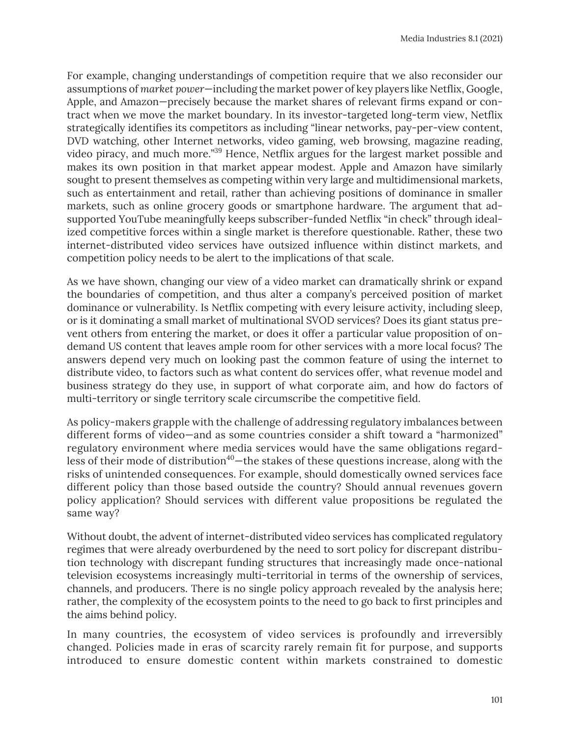For example, changing understandings of competition require that we also reconsider our assumptions of *market power*—including the market power of key players like Netflix, Google, Apple, and Amazon—precisely because the market shares of relevant firms expand or contract when we move the market boundary. In its investor-targeted long-term view, Netflix strategically identifies its competitors as including "linear networks, pay-per-view content, DVD watching, other Internet networks, video gaming, web browsing, magazine reading, video piracy, and much more."[39] Hence, Netflix argues for the largest market possible and makes its own position in that market appear modest. Apple and Amazon have similarly sought to present themselves as competing within very large and multidimensional markets, such as entertainment and retail, rather than achieving positions of dominance in smaller markets, such as online grocery goods or smartphone hardware. The argument that ad-supported YouTube meaningfully keeps subscriber-funded Netflix "in check" through idealized competitive forces within a single market is therefore questionable. Rather, these two internet-distributed video services have outsized influence within distinct markets, and competition policy needs to be alert to the implications of that scale.

As we have shown, changing our view of a video market can dramatically shrink or expand the boundaries of competition, and thus alter a company's perceived position of market dominance or vulnerability. Is Netflix competing with every leisure activity, including sleep, or is it dominating a small market of multinational SVOD services? Does its giant status prevent others from entering the market, or does it offer a particular value proposition of on-demand US content that leaves ample room for other services with a more local focus? The answers depend very much on looking past the common feature of using the internet to distribute video, to factors such as what content do services offer, what revenue model and business strategy do they use, in support of what corporate aim, and how do factors of multi-territory or single territory scale circumscribe the competitive field.

As policy-makers grapple with the challenge of addressing regulatory imbalances between different forms of video—and as some countries consider a shift toward a "harmonized" regulatory environment where media services would have the same obligations regardless of their mode of distribution[40]—the stakes of these questions increase, along with the risks of unintended consequences. For example, should domestically owned services face different policy than those based outside the country? Should annual revenues govern policy application? Should services with different value propositions be regulated the same way?

Without doubt, the advent of internet-distributed video services has complicated regulatory regimes that were already overburdened by the need to sort policy for discrepant distribution technology with discrepant funding structures that increasingly made once-national television ecosystems increasingly multi-territorial in terms of the ownership of services, channels, and producers. There is no single policy approach revealed by the analysis here; rather, the complexity of the ecosystem points to the need to go back to first principles and the aims behind policy.

In many countries, the ecosystem of video services is profoundly and irreversibly changed. Policies made in eras of scarcity rarely remain fit for purpose, and supports introduced to ensure domestic content within markets constrained to domestic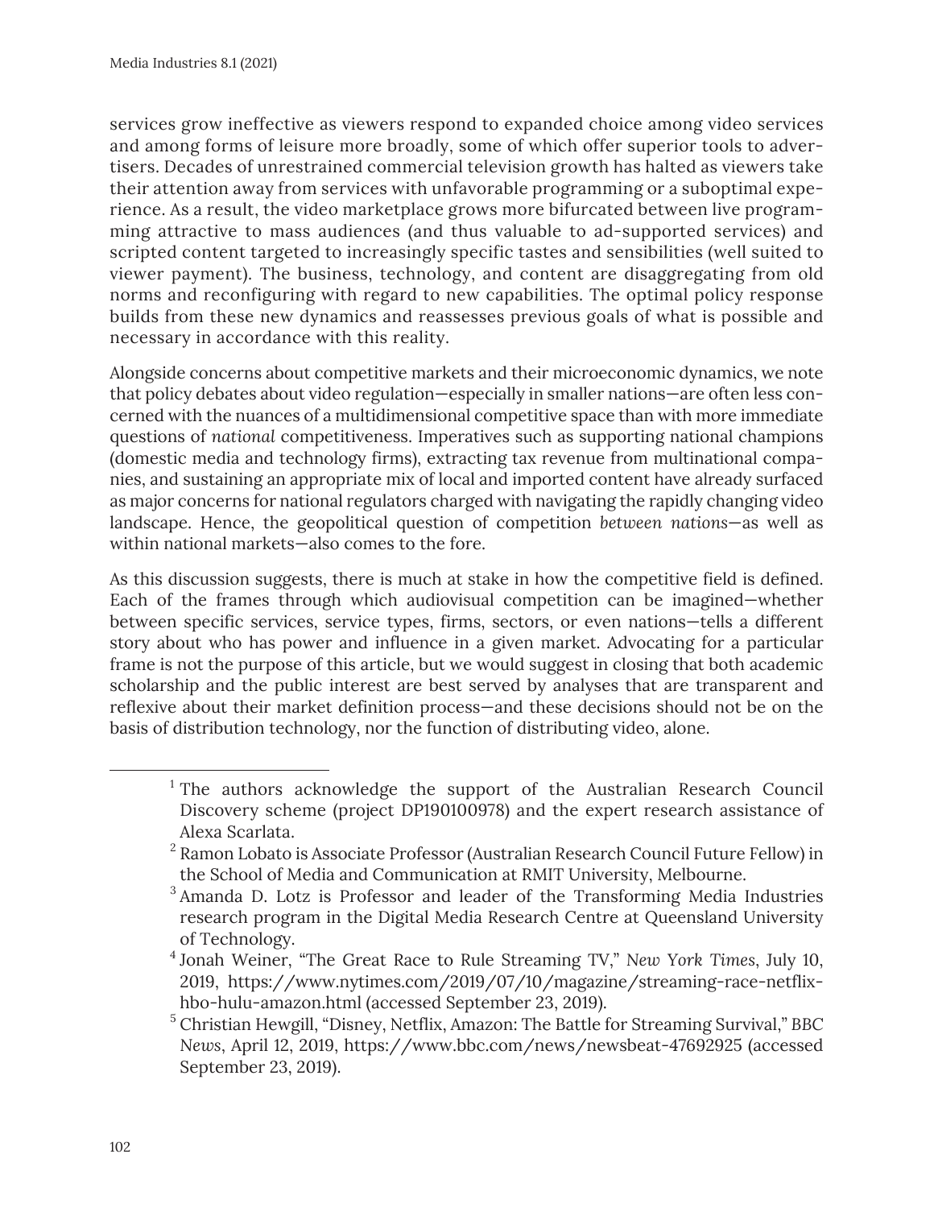services grow ineffective as viewers respond to expanded choice among video services and among forms of leisure more broadly, some of which offer superior tools to advertisers. Decades of unrestrained commercial television growth has halted as viewers take their attention away from services with unfavorable programming or a suboptimal experience. As a result, the video marketplace grows more bifurcated between live programming attractive to mass audiences (and thus valuable to ad-supported services) and scripted content targeted to increasingly specific tastes and sensibilities (well suited to viewer payment). The business, technology, and content are disaggregating from old norms and reconfiguring with regard to new capabilities. The optimal policy response builds from these new dynamics and reassesses previous goals of what is possible and necessary in accordance with this reality.

Alongside concerns about competitive markets and their microeconomic dynamics, we note that policy debates about video regulation—especially in smaller nations—are often less concerned with the nuances of a multidimensional competitive space than with more immediate questions of *national* competitiveness. Imperatives such as supporting national champions (domestic media and technology firms), extracting tax revenue from multinational companies, and sustaining an appropriate mix of local and imported content have already surfaced as major concerns for national regulators charged with navigating the rapidly changing video landscape. Hence, the geopolitical question of competition *between nations*—as well as within national markets—also comes to the fore.

As this discussion suggests, there is much at stake in how the competitive field is defined. Each of the frames through which audiovisual competition can be imagined—whether between specific services, service types, firms, sectors, or even nations—tells a different story about who has power and influence in a given market. Advocating for a particular frame is not the purpose of this article, but we would suggest in closing that both academic scholarship and the public interest are best served by analyses that are transparent and reflexive about their market definition process—and these decisions should not be on the basis of distribution technology, nor the function of distributing video, alone.

---

[1] The authors acknowledge the support of the Australian Research Council Discovery scheme (project DP190100978) and the expert research assistance of Alexa Scarlata.

[2] Ramon Lobato is Associate Professor (Australian Research Council Future Fellow) in the School of Media and Communication at RMIT University, Melbourne.

[3] Amanda D. Lotz is Professor and leader of the Transforming Media Industries research program in the Digital Media Research Centre at Queensland University of Technology.

[4] Jonah Weiner, "The Great Race to Rule Streaming TV," *New York Times*, July 10, 2019, https://www.nytimes.com/2019/07/10/magazine/streaming-race-netflix-hbo-hulu-amazon.html (accessed September 23, 2019).

[5] Christian Hewgill, "Disney, Netflix, Amazon: The Battle for Streaming Survival," *BBC News*, April 12, 2019, https://www.bbc.com/news/newsbeat-47692925 (accessed September 23, 2019).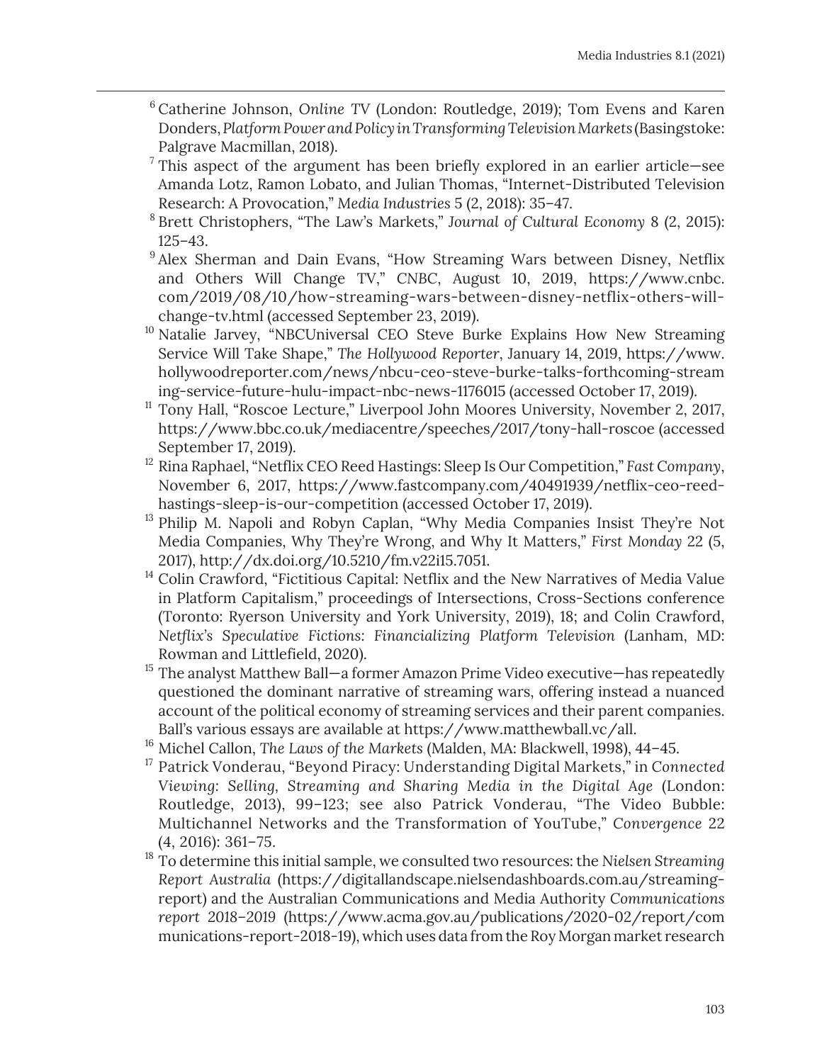[6] Catherine Johnson, *Online TV* (London: Routledge, 2019); Tom Evens and Karen Donders, *Platform Power and Policy in Transforming Television Markets* (Basingstoke: Palgrave Macmillan, 2018).

[7] This aspect of the argument has been briefly explored in an earlier article—see Amanda Lotz, Ramon Lobato, and Julian Thomas, "Internet-Distributed Television Research: A Provocation," *Media Industries* 5 (2, 2018): 35–47.

[8] Brett Christophers, "The Law's Markets," *Journal of Cultural Economy* 8 (2, 2015): 125–43.

[9] Alex Sherman and Dain Evans, "How Streaming Wars between Disney, Netflix and Others Will Change TV," *CNBC*, August 10, 2019, https://www.cnbc.com/2019/08/10/how-streaming-wars-between-disney-netflix-others-will-change-tv.html (accessed September 23, 2019).

[10] Natalie Jarvey, "NBCUniversal CEO Steve Burke Explains How New Streaming Service Will Take Shape," *The Hollywood Reporter*, January 14, 2019, https://www.hollywoodreporter.com/news/nbcu-ceo-steve-burke-talks-forthcoming-streaming-service-future-hulu-impact-nbc-news-1176015 (accessed October 17, 2019).

[11] Tony Hall, "Roscoe Lecture," Liverpool John Moores University, November 2, 2017, https://www.bbc.co.uk/mediacentre/speeches/2017/tony-hall-roscoe (accessed September 17, 2019).

[12] Rina Raphael, "Netflix CEO Reed Hastings: Sleep Is Our Competition," *Fast Company*, November 6, 2017, https://www.fastcompany.com/40491939/netflix-ceo-reed-hastings-sleep-is-our-competition (accessed October 17, 2019).

[13] Philip M. Napoli and Robyn Caplan, "Why Media Companies Insist They're Not Media Companies, Why They're Wrong, and Why It Matters," *First Monday* 22 (5, 2017), http://dx.doi.org/10.5210/fm.v22i15.7051.

[14] Colin Crawford, "Fictitious Capital: Netflix and the New Narratives of Media Value in Platform Capitalism," proceedings of Intersections, Cross-Sections conference (Toronto: Ryerson University and York University, 2019), 18; and Colin Crawford, *Netflix's Speculative Fictions: Financializing Platform Television* (Lanham, MD: Rowman and Littlefield, 2020).

[15] The analyst Matthew Ball—a former Amazon Prime Video executive—has repeatedly questioned the dominant narrative of streaming wars, offering instead a nuanced account of the political economy of streaming services and their parent companies. Ball's various essays are available at https://www.matthewball.vc/all.

[16] Michel Callon, *The Laws of the Markets* (Malden, MA: Blackwell, 1998), 44–45.

[17] Patrick Vonderau, "Beyond Piracy: Understanding Digital Markets," in *Connected Viewing: Selling, Streaming and Sharing Media in the Digital Age* (London: Routledge, 2013), 99–123; see also Patrick Vonderau, "The Video Bubble: Multichannel Networks and the Transformation of YouTube," *Convergence* 22 (4, 2016): 361–75.

[18] To determine this initial sample, we consulted two resources: the *Nielsen Streaming Report Australia* (https://digitallandscape.nielsendashboards.com.au/streaming-report) and the Australian Communications and Media Authority *Communications report 2018–2019* (https://www.acma.gov.au/publications/2020-02/report/communications-report-2018-19), which uses data from the Roy Morgan market research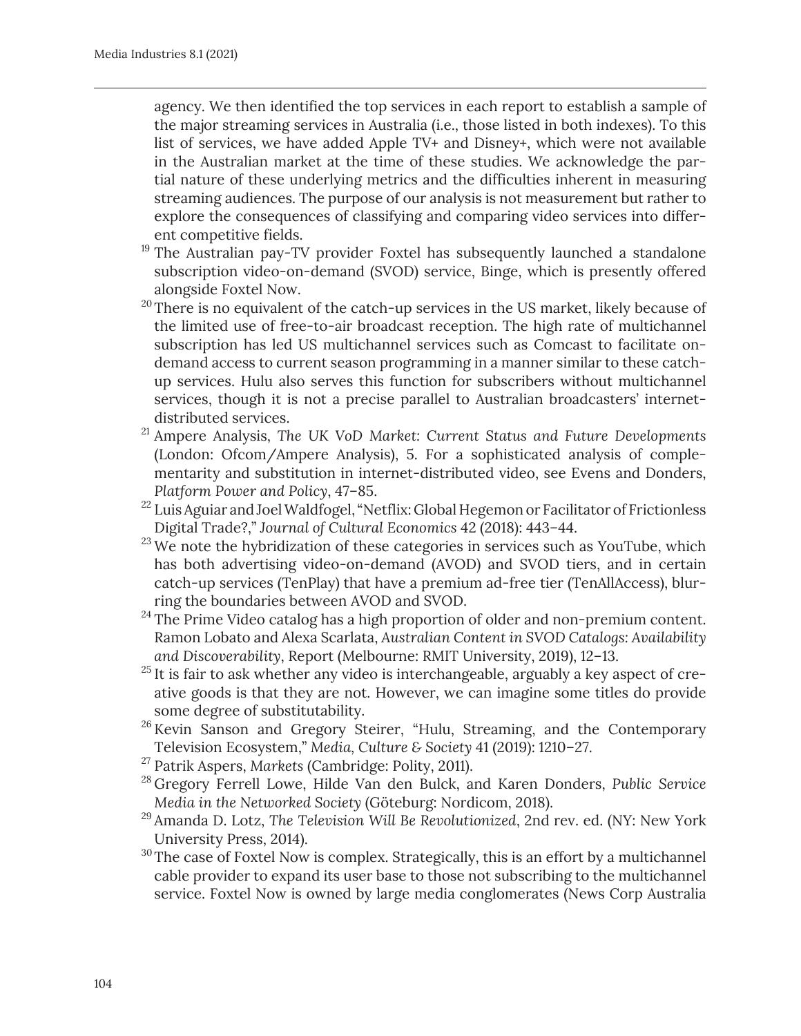agency. We then identified the top services in each report to establish a sample of the major streaming services in Australia (i.e., those listed in both indexes). To this list of services, we have added Apple TV+ and Disney+, which were not available in the Australian market at the time of these studies. We acknowledge the partial nature of these underlying metrics and the difficulties inherent in measuring streaming audiences. The purpose of our analysis is not measurement but rather to explore the consequences of classifying and comparing video services into different competitive fields.

[19] The Australian pay-TV provider Foxtel has subsequently launched a standalone subscription video-on-demand (SVOD) service, Binge, which is presently offered alongside Foxtel Now.

[20] There is no equivalent of the catch-up services in the US market, likely because of the limited use of free-to-air broadcast reception. The high rate of multichannel subscription has led US multichannel services such as Comcast to facilitate on-demand access to current season programming in a manner similar to these catch-up services. Hulu also serves this function for subscribers without multichannel services, though it is not a precise parallel to Australian broadcasters' internet-distributed services.

[21] Ampere Analysis, *The UK VoD Market: Current Status and Future Developments* (London: Ofcom/Ampere Analysis), 5. For a sophisticated analysis of complementarity and substitution in internet-distributed video, see Evens and Donders, *Platform Power and Policy*, 47–85.

[22] Luis Aguiar and Joel Waldfogel, "Netflix: Global Hegemon or Facilitator of Frictionless Digital Trade?," *Journal of Cultural Economics* 42 (2018): 443–44.

[23] We note the hybridization of these categories in services such as YouTube, which has both advertising video-on-demand (AVOD) and SVOD tiers, and in certain catch-up services (TenPlay) that have a premium ad-free tier (TenAllAccess), blurring the boundaries between AVOD and SVOD.

[24] The Prime Video catalog has a high proportion of older and non-premium content. Ramon Lobato and Alexa Scarlata, *Australian Content in SVOD Catalogs: Availability and Discoverability*, Report (Melbourne: RMIT University, 2019), 12–13.

[25] It is fair to ask whether any video is interchangeable, arguably a key aspect of creative goods is that they are not. However, we can imagine some titles do provide some degree of substitutability.

[26] Kevin Sanson and Gregory Steirer, "Hulu, Streaming, and the Contemporary Television Ecosystem," *Media, Culture & Society* 41 (2019): 1210–27.

[27] Patrik Aspers, *Markets* (Cambridge: Polity, 2011).

[28] Gregory Ferrell Lowe, Hilde Van den Bulck, and Karen Donders, *Public Service Media in the Networked Society* (Göteburg: Nordicom, 2018).

[29] Amanda D. Lotz, *The Television Will Be Revolutionized*, 2nd rev. ed. (NY: New York University Press, 2014).

[30] The case of Foxtel Now is complex. Strategically, this is an effort by a multichannel cable provider to expand its user base to those not subscribing to the multichannel service. Foxtel Now is owned by large media conglomerates (News Corp Australia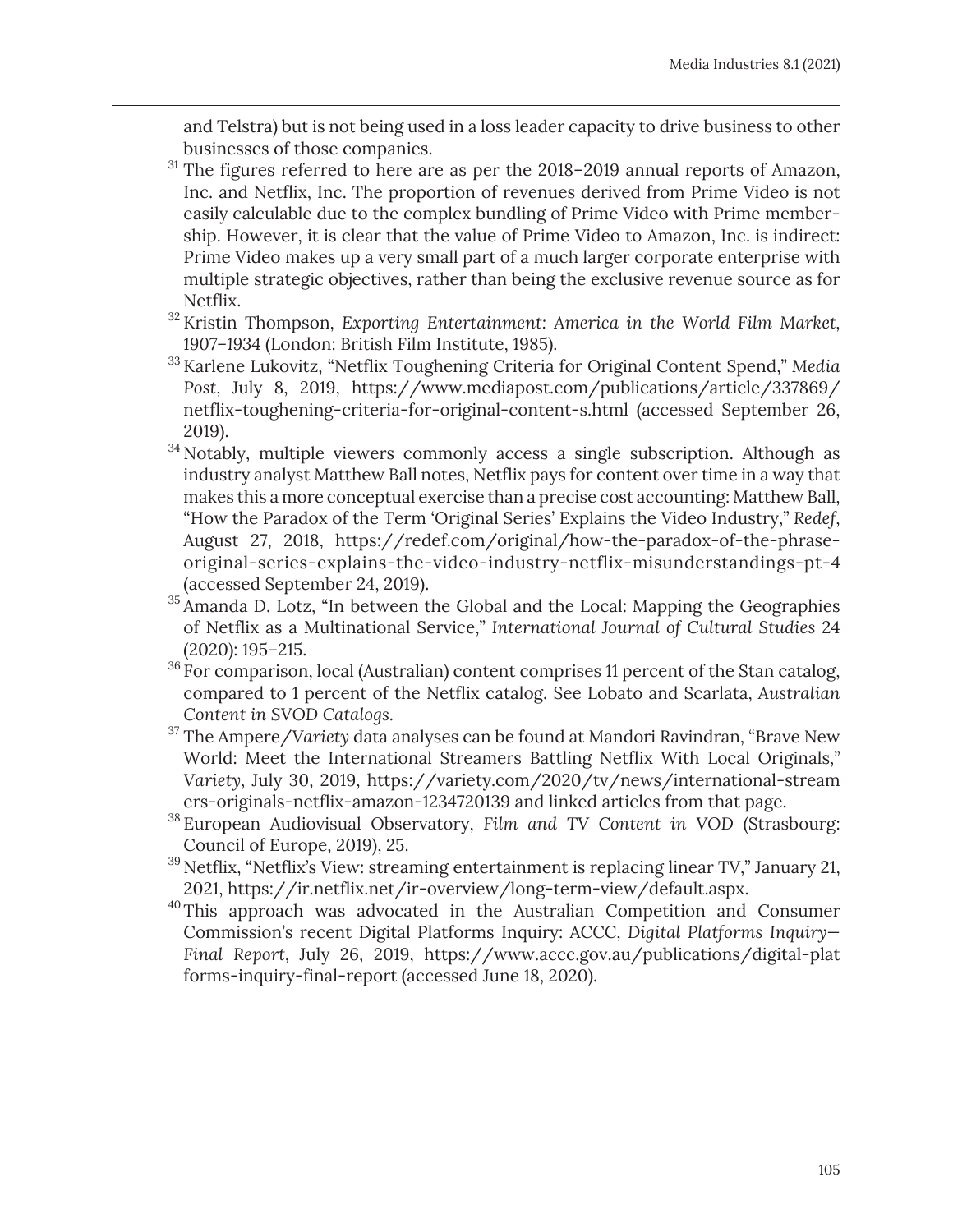and Telstra) but is not being used in a loss leader capacity to drive business to other businesses of those companies.

[31] The figures referred to here are as per the 2018–2019 annual reports of Amazon, Inc. and Netflix, Inc. The proportion of revenues derived from Prime Video is not easily calculable due to the complex bundling of Prime Video with Prime membership. However, it is clear that the value of Prime Video to Amazon, Inc. is indirect: Prime Video makes up a very small part of a much larger corporate enterprise with multiple strategic objectives, rather than being the exclusive revenue source as for Netflix.

[32] Kristin Thompson, *Exporting Entertainment: America in the World Film Market, 1907–1934* (London: British Film Institute, 1985).

[33] Karlene Lukovitz, "Netflix Toughening Criteria for Original Content Spend," *Media Post*, July 8, 2019, https://www.mediapost.com/publications/article/337869/netflix-toughening-criteria-for-original-content-s.html (accessed September 26, 2019).

[34] Notably, multiple viewers commonly access a single subscription. Although as industry analyst Matthew Ball notes, Netflix pays for content over time in a way that makes this a more conceptual exercise than a precise cost accounting: Matthew Ball, "How the Paradox of the Term 'Original Series' Explains the Video Industry," *Redef*, August 27, 2018, https://redef.com/original/how-the-paradox-of-the-phrase-original-series-explains-the-video-industry-netflix-misunderstandings-pt-4 (accessed September 24, 2019).

[35] Amanda D. Lotz, "In between the Global and the Local: Mapping the Geographies of Netflix as a Multinational Service," *International Journal of Cultural Studies* 24 (2020): 195–215.

[36] For comparison, local (Australian) content comprises 11 percent of the Stan catalog, compared to 1 percent of the Netflix catalog. See Lobato and Scarlata, *Australian Content in SVOD Catalogs*.

[37] The Ampere/*Variety* data analyses can be found at Mandori Ravindran, "Brave New World: Meet the International Streamers Battling Netflix With Local Originals," *Variety*, July 30, 2019, https://variety.com/2020/tv/news/international-streamers-originals-netflix-amazon-1234720139 and linked articles from that page.

[38] European Audiovisual Observatory, *Film and TV Content in VOD* (Strasbourg: Council of Europe, 2019), 25.

[39] Netflix, "Netflix's View: streaming entertainment is replacing linear TV," January 21, 2021, https://ir.netflix.net/ir-overview/long-term-view/default.aspx.

[40] This approach was advocated in the Australian Competition and Consumer Commission's recent Digital Platforms Inquiry: ACCC, *Digital Platforms Inquiry—Final Report*, July 26, 2019, https://www.accc.gov.au/publications/digital-platforms-inquiry-final-report (accessed June 18, 2020).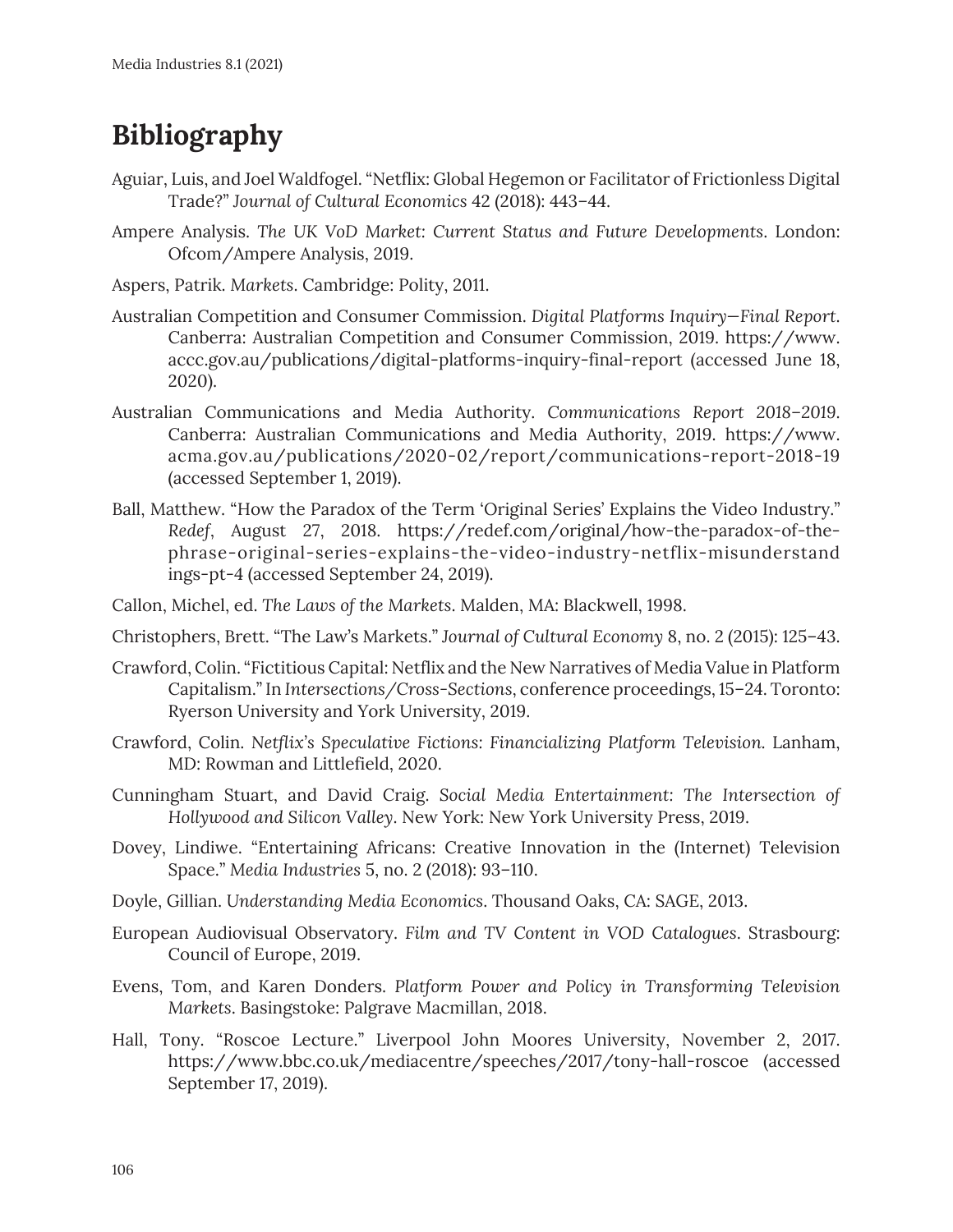## Bibliography

Aguiar, Luis, and Joel Waldfogel. "Netflix: Global Hegemon or Facilitator of Frictionless Digital Trade?" *Journal of Cultural Economics* 42 (2018): 443–44.

Ampere Analysis. *The UK VoD Market: Current Status and Future Developments*. London: Ofcom/Ampere Analysis, 2019.

Aspers, Patrik. *Markets*. Cambridge: Polity, 2011.

Australian Competition and Consumer Commission. *Digital Platforms Inquiry—Final Report*. Canberra: Australian Competition and Consumer Commission, 2019. https://www.accc.gov.au/publications/digital-platforms-inquiry-final-report (accessed June 18, 2020).

Australian Communications and Media Authority. *Communications Report 2018–2019*. Canberra: Australian Communications and Media Authority, 2019. https://www.acma.gov.au/publications/2020-02/report/communications-report-2018-19 (accessed September 1, 2019).

Ball, Matthew. "How the Paradox of the Term 'Original Series' Explains the Video Industry." *Redef*, August 27, 2018. https://redef.com/original/how-the-paradox-of-the-phrase-original-series-explains-the-video-industry-netflix-misunderstandings-pt-4 (accessed September 24, 2019).

Callon, Michel, ed. *The Laws of the Markets*. Malden, MA: Blackwell, 1998.

Christophers, Brett. "The Law's Markets." *Journal of Cultural Economy* 8, no. 2 (2015): 125–43.

Crawford, Colin. "Fictitious Capital: Netflix and the New Narratives of Media Value in Platform Capitalism." In *Intersections/Cross-Sections*, conference proceedings, 15–24. Toronto: Ryerson University and York University, 2019.

Crawford, Colin. *Netflix's Speculative Fictions: Financializing Platform Television.* Lanham, MD: Rowman and Littlefield, 2020.

Cunningham Stuart, and David Craig. *Social Media Entertainment: The Intersection of Hollywood and Silicon Valley*. New York: New York University Press, 2019.

Dovey, Lindiwe. "Entertaining Africans: Creative Innovation in the (Internet) Television Space." *Media Industries* 5, no. 2 (2018): 93–110.

Doyle, Gillian. *Understanding Media Economics*. Thousand Oaks, CA: SAGE, 2013.

European Audiovisual Observatory. *Film and TV Content in VOD Catalogues*. Strasbourg: Council of Europe, 2019.

Evens, Tom, and Karen Donders. *Platform Power and Policy in Transforming Television Markets*. Basingstoke: Palgrave Macmillan, 2018.

Hall, Tony. "Roscoe Lecture." Liverpool John Moores University, November 2, 2017. https://www.bbc.co.uk/mediacentre/speeches/2017/tony-hall-roscoe (accessed September 17, 2019).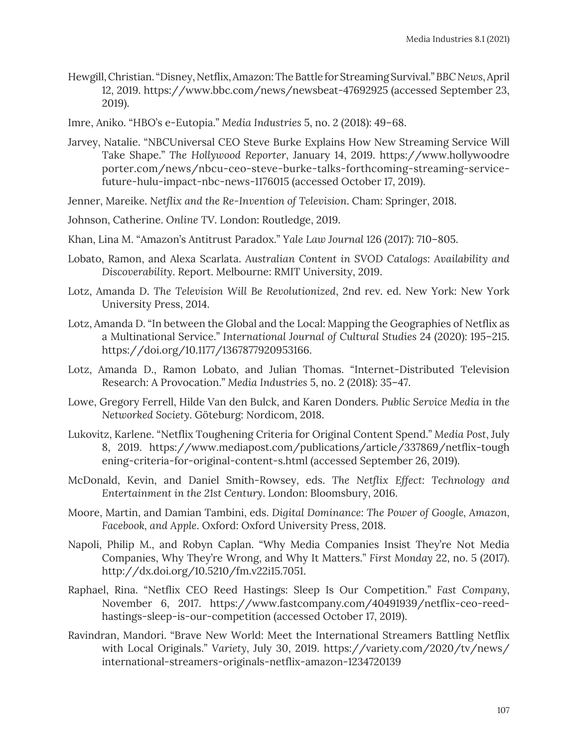Hewgill, Christian. “Disney, Netflix, Amazon: The Battle for Streaming Survival.” *BBC News*, April 12, 2019. https://www.bbc.com/news/newsbeat-47692925 (accessed September 23, 2019).

Imre, Aniko. “HBO’s e-Eutopia.” *Media Industries* 5, no. 2 (2018): 49–68.

Jarvey, Natalie. “NBCUniversal CEO Steve Burke Explains How New Streaming Service Will Take Shape.” *The Hollywood Reporter*, January 14, 2019. https://www.hollywoodreporter.com/news/nbcu-ceo-steve-burke-talks-forthcoming-streaming-service-future-hulu-impact-nbc-news-1176015 (accessed October 17, 2019).

Jenner, Mareike. *Netflix and the Re-Invention of Television*. Cham: Springer, 2018.

Johnson, Catherine. *Online TV*. London: Routledge, 2019.

Khan, Lina M. “Amazon’s Antitrust Paradox.” *Yale Law Journal* 126 (2017): 710–805.

Lobato, Ramon, and Alexa Scarlata. *Australian Content in SVOD Catalogs: Availability and Discoverability*. Report. Melbourne: RMIT University, 2019.

Lotz, Amanda D. *The Television Will Be Revolutionized*, 2nd rev. ed. New York: New York University Press, 2014.

Lotz, Amanda D. “In between the Global and the Local: Mapping the Geographies of Netflix as a Multinational Service.” *International Journal of Cultural Studies* 24 (2020): 195–215. https://doi.org/10.1177/1367877920953166.

Lotz, Amanda D., Ramon Lobato, and Julian Thomas. “Internet-Distributed Television Research: A Provocation.” *Media Industries* 5, no. 2 (2018): 35–47.

Lowe, Gregory Ferrell, Hilde Van den Bulck, and Karen Donders. *Public Service Media in the Networked Society*. Göteburg: Nordicom, 2018.

Lukovitz, Karlene. “Netflix Toughening Criteria for Original Content Spend.” *Media Post*, July 8, 2019. https://www.mediapost.com/publications/article/337869/netflix-toughening-criteria-for-original-content-s.html (accessed September 26, 2019).

McDonald, Kevin, and Daniel Smith-Rowsey, eds. *The Netflix Effect: Technology and Entertainment in the 21st Century*. London: Bloomsbury, 2016.

Moore, Martin, and Damian Tambini, eds. *Digital Dominance: The Power of Google, Amazon, Facebook, and Apple*. Oxford: Oxford University Press, 2018.

Napoli, Philip M., and Robyn Caplan. “Why Media Companies Insist They’re Not Media Companies, Why They’re Wrong, and Why It Matters.” *First Monday* 22, no. 5 (2017). http://dx.doi.org/10.5210/fm.v22i15.7051.

Raphael, Rina. “Netflix CEO Reed Hastings: Sleep Is Our Competition.” *Fast Company*, November 6, 2017. https://www.fastcompany.com/40491939/netflix-ceo-reed-hastings-sleep-is-our-competition (accessed October 17, 2019).

Ravindran, Mandori. “Brave New World: Meet the International Streamers Battling Netflix with Local Originals.” *Variety*, July 30, 2019. https://variety.com/2020/tv/news/international-streamers-originals-netflix-amazon-1234720139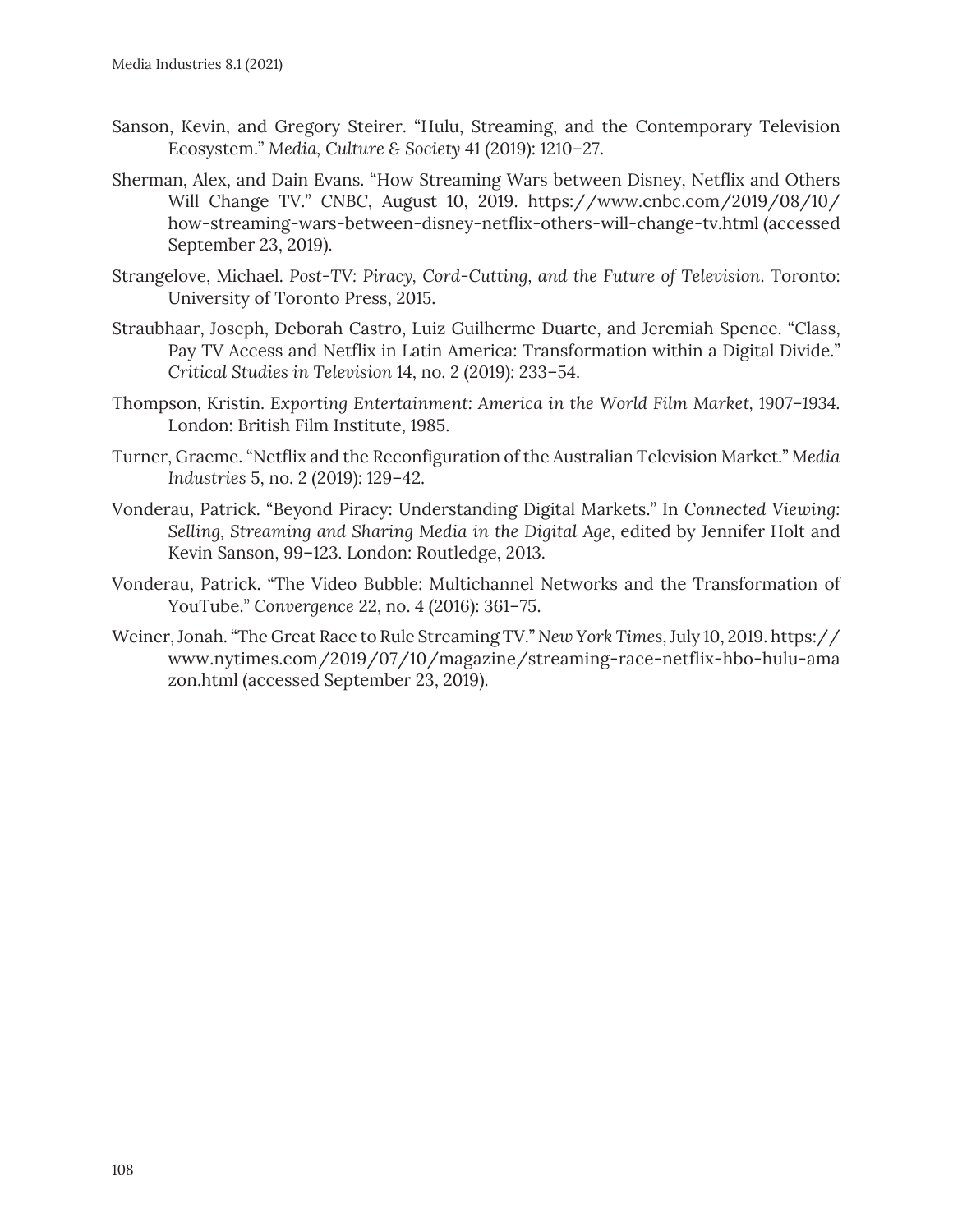Sanson, Kevin, and Gregory Steirer. “Hulu, Streaming, and the Contemporary Television Ecosystem.” *Media, Culture & Society* 41 (2019): 1210–27.

Sherman, Alex, and Dain Evans. “How Streaming Wars between Disney, Netflix and Others Will Change TV.” *CNBC*, August 10, 2019. https://www.cnbc.com/2019/08/10/how-streaming-wars-between-disney-netflix-others-will-change-tv.html (accessed September 23, 2019).

Strangelove, Michael. *Post-TV: Piracy, Cord-Cutting, and the Future of Television*. Toronto: University of Toronto Press, 2015.

Straubhaar, Joseph, Deborah Castro, Luiz Guilherme Duarte, and Jeremiah Spence. “Class, Pay TV Access and Netflix in Latin America: Transformation within a Digital Divide.” *Critical Studies in Television* 14, no. 2 (2019): 233–54.

Thompson, Kristin. *Exporting Entertainment: America in the World Film Market, 1907–1934*. London: British Film Institute, 1985.

Turner, Graeme. “Netflix and the Reconfiguration of the Australian Television Market.” *Media Industries* 5, no. 2 (2019): 129–42.

Vonderau, Patrick. “Beyond Piracy: Understanding Digital Markets.” In *Connected Viewing: Selling, Streaming and Sharing Media in the Digital Age*, edited by Jennifer Holt and Kevin Sanson, 99–123. London: Routledge, 2013.

Vonderau, Patrick. “The Video Bubble: Multichannel Networks and the Transformation of YouTube.” *Convergence* 22, no. 4 (2016): 361–75.

Weiner, Jonah. “The Great Race to Rule Streaming TV.” *New York Times*, July 10, 2019. https://www.nytimes.com/2019/07/10/magazine/streaming-race-netflix-hbo-hulu-amazon.html (accessed September 23, 2019).